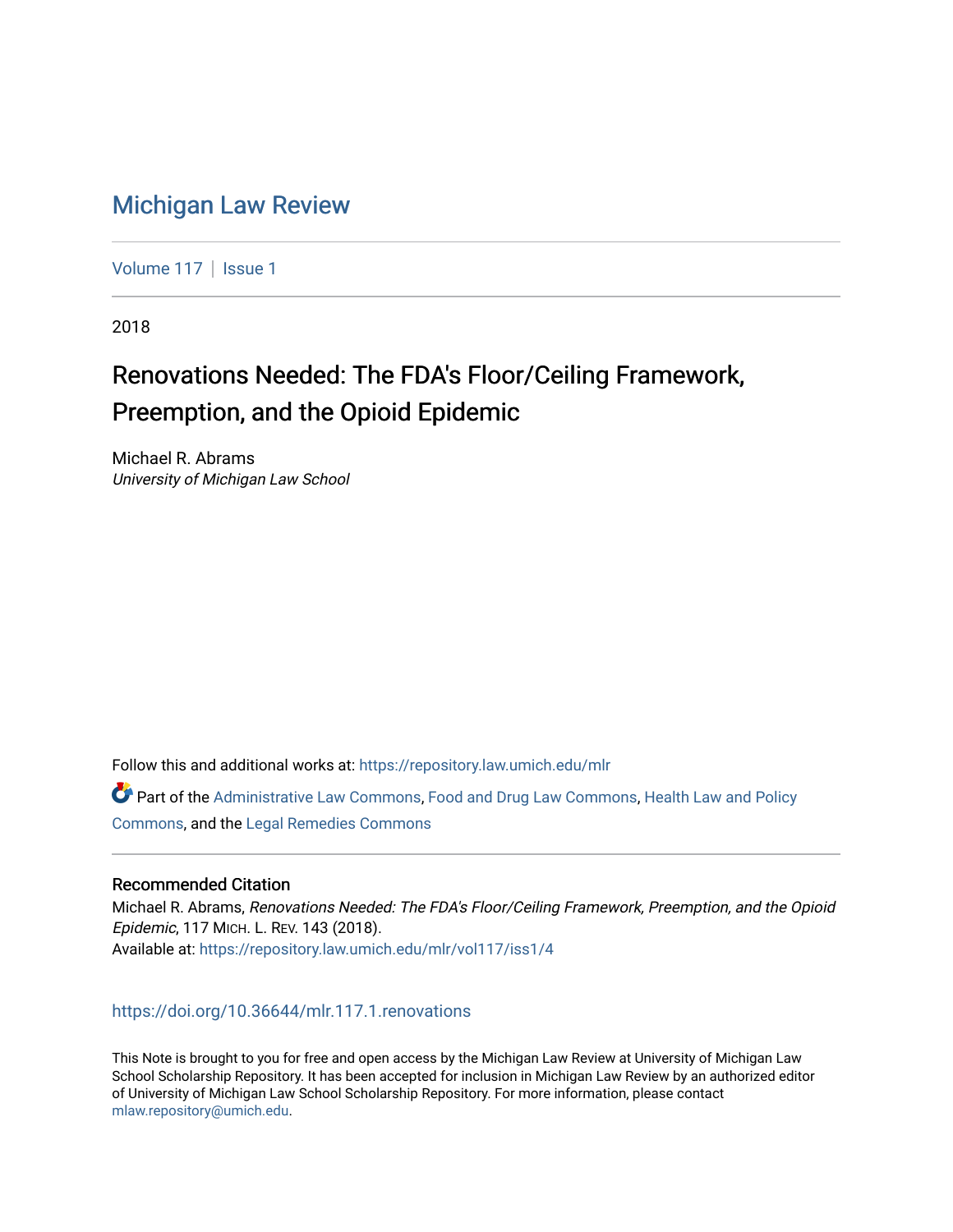# Michigan Law Review

Volume 117 | Issue 1

2018

## Renovations Needed: The FDA's Floor/Ceiling Framework, Preemption, and the Opioid Epidemic

Michael R. Abrams
*University of Michigan Law School*

Follow this and additional works at: https://repository.law.umich.edu/mlr

Part of the Administrative Law Commons, Food and Drug Law Commons, Health Law and Policy Commons, and the Legal Remedies Commons

### Recommended Citation

Michael R. Abrams, *Renovations Needed: The FDA's Floor/Ceiling Framework, Preemption, and the Opioid Epidemic*, 117 MICH. L. REV. 143 (2018).
Available at: https://repository.law.umich.edu/mlr/vol117/iss1/4

https://doi.org/10.36644/mlr.117.1.renovations

This Note is brought to you for free and open access by the Michigan Law Review at University of Michigan Law School Scholarship Repository. It has been accepted for inclusion in Michigan Law Review by an authorized editor of University of Michigan Law School Scholarship Repository. For more information, please contact mlaw.repository@umich.edu.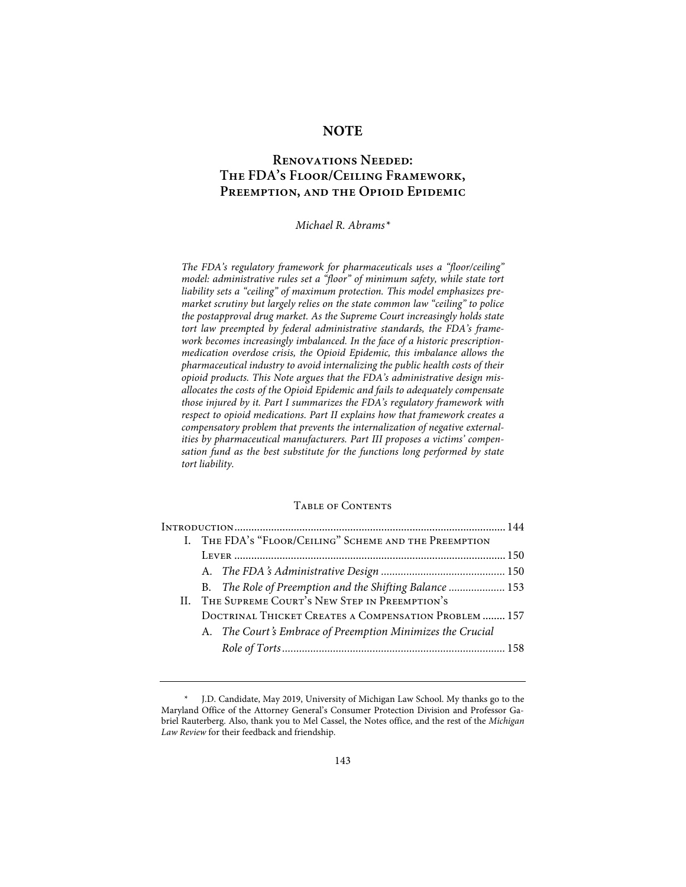# NOTE

## Renovations Needed: The FDA's Floor/Ceiling Framework, Preemption, and the Opioid Epidemic

*Michael R. Abrams\**

*The FDA's regulatory framework for pharmaceuticals uses a "floor/ceiling" model: administrative rules set a "floor" of minimum safety, while state tort liability sets a "ceiling" of maximum protection. This model emphasizes premarket scrutiny but largely relies on the state common law "ceiling" to police the postapproval drug market. As the Supreme Court increasingly holds state tort law preempted by federal administrative standards, the FDA's framework becomes increasingly imbalanced. In the face of a historic prescription-medication overdose crisis, the Opioid Epidemic, this imbalance allows the pharmaceutical industry to avoid internalizing the public health costs of their opioid products. This Note argues that the FDA's administrative design misallocates the costs of the Opioid Epidemic and fails to adequately compensate those injured by it. Part I summarizes the FDA's regulatory framework with respect to opioid medications. Part II explains how that framework creates a compensatory problem that prevents the internalization of negative externalities by pharmaceutical manufacturers. Part III proposes a victims' compensation fund as the best substitute for the functions long performed by state tort liability.*

### Table of Contents

Introduction ............ 144

I. The FDA's "Floor/Ceiling" Scheme and the Preemption Lever ............ 150

- A. *The FDA's Administrative Design* ............ 150
- B. *The Role of Preemption and the Shifting Balance* ............ 153

II. The Supreme Court's New Step in Preemption's Doctrinal Thicket Creates a Compensation Problem ............ 157

- A. *The Court's Embrace of Preemption Minimizes the Crucial Role of Torts* ............ 158

---

\* J.D. Candidate, May 2019, University of Michigan Law School. My thanks go to the Maryland Office of the Attorney General's Consumer Protection Division and Professor Gabriel Rauterberg. Also, thank you to Mel Cassel, the Notes office, and the rest of the *Michigan Law Review* for their feedback and friendship.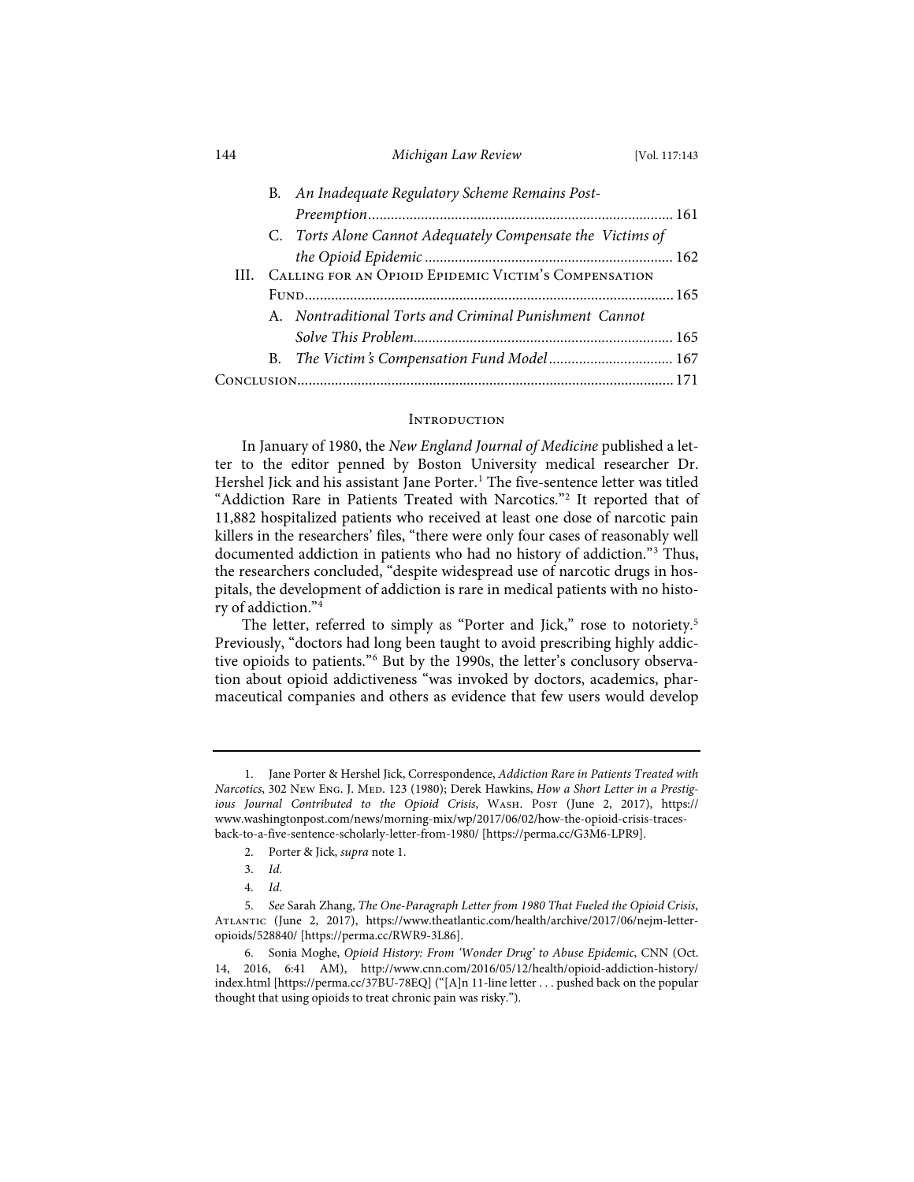B. *An Inadequate Regulatory Scheme Remains Post-Preemption* ............ 161

C. *Torts Alone Cannot Adequately Compensate the Victims of the Opioid Epidemic* ............ 162

III. Calling for an Opioid Epidemic Victim's Compensation Fund ............ 165

A. *Nontraditional Torts and Criminal Punishment Cannot Solve This Problem* ............ 165

B. *The Victim's Compensation Fund Model* ............ 167

Conclusion ............ 171

## Introduction

In January of 1980, the *New England Journal of Medicine* published a letter to the editor penned by Boston University medical researcher Dr. Hershel Jick and his assistant Jane Porter.[1] The five-sentence letter was titled "Addiction Rare in Patients Treated with Narcotics."[2] It reported that of 11,882 hospitalized patients who received at least one dose of narcotic pain killers in the researchers' files, "there were only four cases of reasonably well documented addiction in patients who had no history of addiction."[3] Thus, the researchers concluded, "despite widespread use of narcotic drugs in hospitals, the development of addiction is rare in medical patients with no history of addiction."[4]

The letter, referred to simply as "Porter and Jick," rose to notoriety.[5] Previously, "doctors had long been taught to avoid prescribing highly addictive opioids to patients."[6] But by the 1990s, the letter's conclusory observation about opioid addictiveness "was invoked by doctors, academics, pharmaceutical companies and others as evidence that few users would develop

---

1. Jane Porter & Hershel Jick, Correspondence, *Addiction Rare in Patients Treated with Narcotics*, 302 New Eng. J. Med. 123 (1980); Derek Hawkins, *How a Short Letter in a Prestigious Journal Contributed to the Opioid Crisis*, Wash. Post (June 2, 2017), https://www.washingtonpost.com/news/morning-mix/wp/2017/06/02/how-the-opioid-crisis-traces-back-to-a-five-sentence-scholarly-letter-from-1980/ [https://perma.cc/G3M6-LPR9].

2. Porter & Jick, *supra* note 1.

3. *Id.*

4. *Id.*

5. *See* Sarah Zhang, *The One-Paragraph Letter from 1980 That Fueled the Opioid Crisis*, Atlantic (June 2, 2017), https://www.theatlantic.com/health/archive/2017/06/nejm-letter-opioids/528840/ [https://perma.cc/RWR9-3L86].

6. Sonia Moghe, *Opioid History: From 'Wonder Drug' to Abuse Epidemic*, CNN (Oct. 14, 2016, 6:41 AM), http://www.cnn.com/2016/05/12/health/opioid-addiction-history/index.html [https://perma.cc/37BU-78EQ] ("[A]n 11-line letter . . . pushed back on the popular thought that using opioids to treat chronic pain was risky.").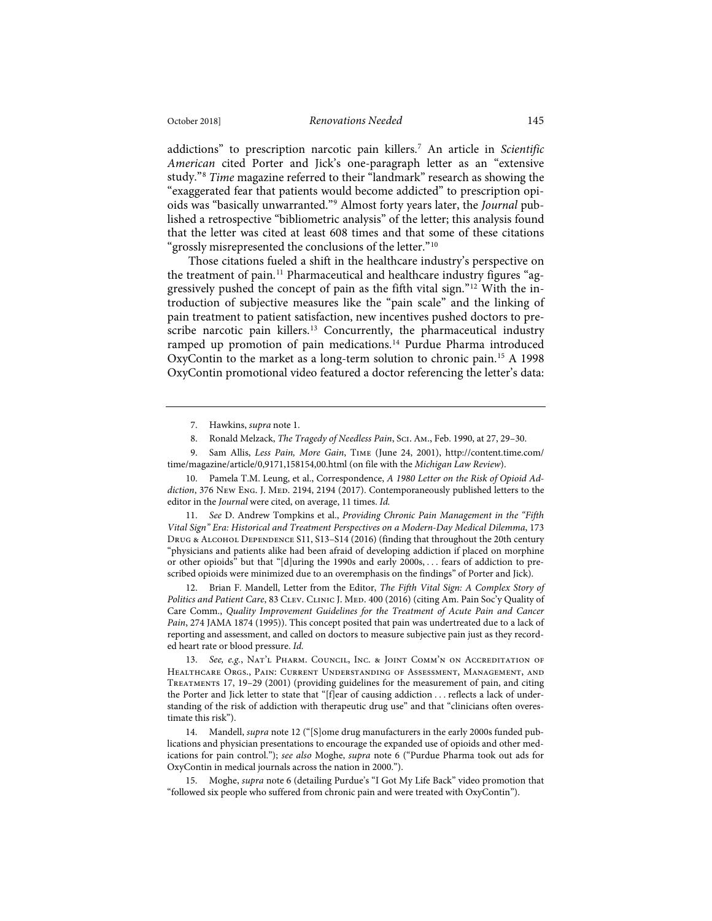addictions" to prescription narcotic pain killers.[7] An article in *Scientific American* cited Porter and Jick's one-paragraph letter as an "extensive study."[8] *Time* magazine referred to their "landmark" research as showing the "exaggerated fear that patients would become addicted" to prescription opioids was "basically unwarranted."[9] Almost forty years later, the *Journal* published a retrospective "bibliometric analysis" of the letter; this analysis found that the letter was cited at least 608 times and that some of these citations "grossly misrepresented the conclusions of the letter."[10]

Those citations fueled a shift in the healthcare industry's perspective on the treatment of pain.[11] Pharmaceutical and healthcare industry figures "aggressively pushed the concept of pain as the fifth vital sign."[12] With the introduction of subjective measures like the "pain scale" and the linking of pain treatment to patient satisfaction, new incentives pushed doctors to prescribe narcotic pain killers.[13] Concurrently, the pharmaceutical industry ramped up promotion of pain medications.[14] Purdue Pharma introduced OxyContin to the market as a long-term solution to chronic pain.[15] A 1998 OxyContin promotional video featured a doctor referencing the letter's data:

---

7. Hawkins, *supra* note 1.

8. Ronald Melzack, *The Tragedy of Needless Pain*, Sci. Am., Feb. 1990, at 27, 29–30.

9. Sam Allis, *Less Pain, More Gain*, Time (June 24, 2001), http://content.time.com/time/magazine/article/0,9171,158154,00.html (on file with the *Michigan Law Review*).

10. Pamela T.M. Leung, et al., Correspondence, *A 1980 Letter on the Risk of Opioid Addiction*, 376 New Eng. J. Med. 2194, 2194 (2017). Contemporaneously published letters to the editor in the *Journal* were cited, on average, 11 times. *Id.*

11. *See* D. Andrew Tompkins et al., *Providing Chronic Pain Management in the "Fifth Vital Sign" Era: Historical and Treatment Perspectives on a Modern-Day Medical Dilemma*, 173 Drug & Alcohol Dependence S11, S13–S14 (2016) (finding that throughout the 20th century "physicians and patients alike had been afraid of developing addiction if placed on morphine or other opioids" but that "[d]uring the 1990s and early 2000s, . . . fears of addiction to prescribed opioids were minimized due to an overemphasis on the findings" of Porter and Jick).

12. Brian F. Mandell, Letter from the Editor, *The Fifth Vital Sign: A Complex Story of Politics and Patient Care*, 83 Clev. Clinic J. Med. 400 (2016) (citing Am. Pain Soc'y Quality of Care Comm., *Quality Improvement Guidelines for the Treatment of Acute Pain and Cancer Pain*, 274 JAMA 1874 (1995)). This concept posited that pain was undertreated due to a lack of reporting and assessment, and called on doctors to measure subjective pain just as they recorded heart rate or blood pressure. *Id.*

13. *See, e.g.*, Nat'l Pharm. Council, Inc. & Joint Comm'n on Accreditation of Healthcare Orgs., Pain: Current Understanding of Assessment, Management, and Treatments 17, 19–29 (2001) (providing guidelines for the measurement of pain, and citing the Porter and Jick letter to state that "[f]ear of causing addiction . . . reflects a lack of understanding of the risk of addiction with therapeutic drug use" and that "clinicians often overestimate this risk").

14. Mandell, *supra* note 12 ("[S]ome drug manufacturers in the early 2000s funded publications and physician presentations to encourage the expanded use of opioids and other medications for pain control."); *see also* Moghe, *supra* note 6 ("Purdue Pharma took out ads for OxyContin in medical journals across the nation in 2000.").

15. Moghe, *supra* note 6 (detailing Purdue's "I Got My Life Back" video promotion that "followed six people who suffered from chronic pain and were treated with OxyContin").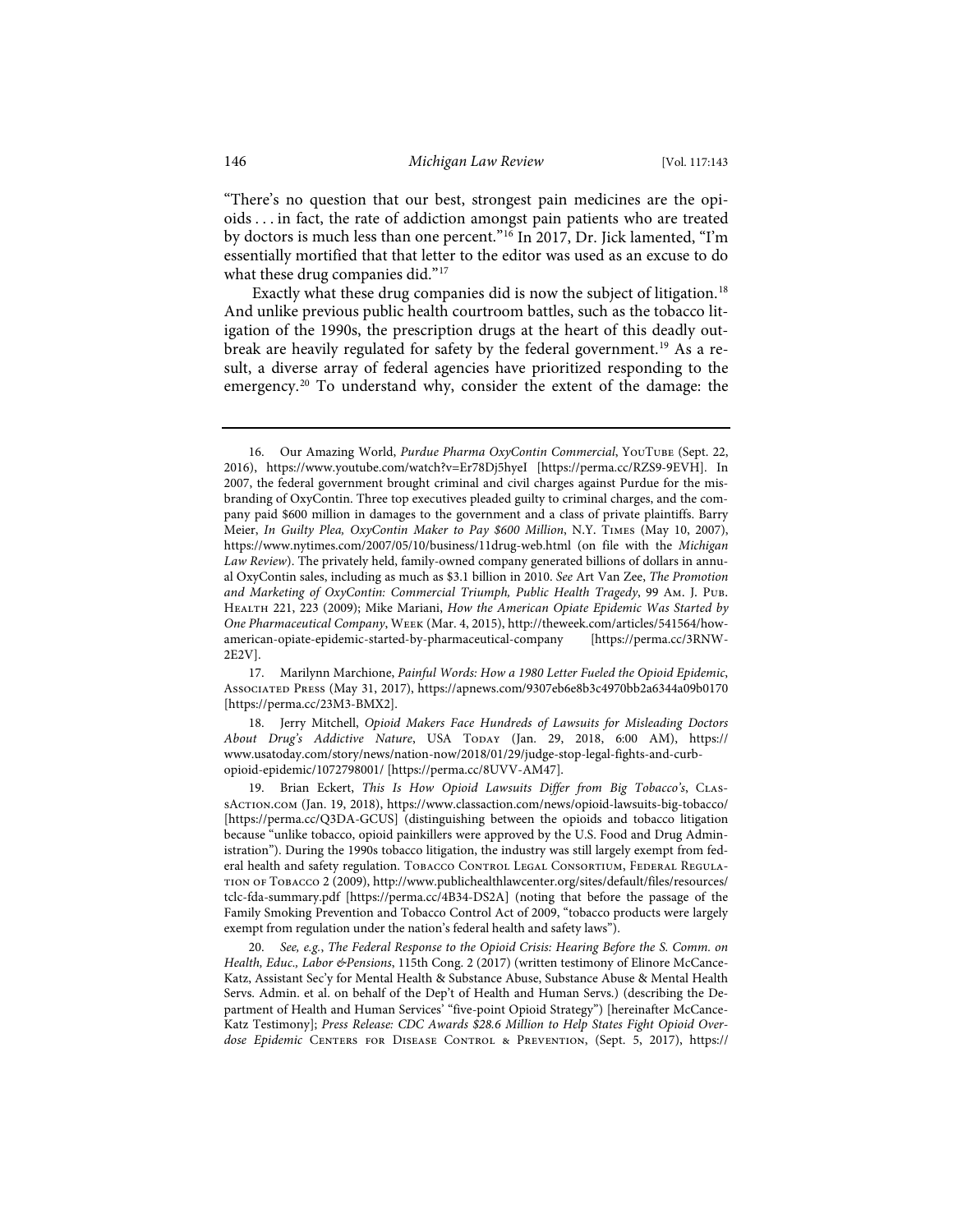"There's no question that our best, strongest pain medicines are the opioids . . . in fact, the rate of addiction amongst pain patients who are treated by doctors is much less than one percent."[16] In 2017, Dr. Jick lamented, "I'm essentially mortified that that letter to the editor was used as an excuse to do what these drug companies did."[17]

Exactly what these drug companies did is now the subject of litigation.[18] And unlike previous public health courtroom battles, such as the tobacco litigation of the 1990s, the prescription drugs at the heart of this deadly outbreak are heavily regulated for safety by the federal government.[19] As a result, a diverse array of federal agencies have prioritized responding to the emergency.[20] To understand why, consider the extent of the damage: the

---

16. Our Amazing World, *Purdue Pharma OxyContin Commercial*, YouTube (Sept. 22, 2016), https://www.youtube.com/watch?v=Er78Dj5hyeI [https://perma.cc/RZS9-9EVH]. In 2007, the federal government brought criminal and civil charges against Purdue for the misbranding of OxyContin. Three top executives pleaded guilty to criminal charges, and the company paid $600 million in damages to the government and a class of private plaintiffs. Barry Meier, *In Guilty Plea, OxyContin Maker to Pay $600 Million*, N.Y. Times (May 10, 2007), https://www.nytimes.com/2007/05/10/business/11drug-web.html (on file with the *Michigan Law Review*). The privately held, family-owned company generated billions of dollars in annual OxyContin sales, including as much as $3.1 billion in 2010. *See* Art Van Zee, *The Promotion and Marketing of OxyContin: Commercial Triumph, Public Health Tragedy*, 99 Am. J. Pub. Health 221, 223 (2009); Mike Mariani, *How the American Opiate Epidemic Was Started by One Pharmaceutical Company*, Week (Mar. 4, 2015), http://theweek.com/articles/541564/how-american-opiate-epidemic-started-by-pharmaceutical-company [https://perma.cc/3RNW-2E2V].

17. Marilynn Marchione, *Painful Words: How a 1980 Letter Fueled the Opioid Epidemic*, Associated Press (May 31, 2017), https://apnews.com/9307eb6e8b3c4970bb2a6344a09b0170 [https://perma.cc/23M3-BMX2].

18. Jerry Mitchell, *Opioid Makers Face Hundreds of Lawsuits for Misleading Doctors About Drug's Addictive Nature*, USA Today (Jan. 29, 2018, 6:00 AM), https://www.usatoday.com/story/news/nation-now/2018/01/29/judge-stop-legal-fights-and-curb-opioid-epidemic/1072798001/ [https://perma.cc/8UVV-AM47].

19. Brian Eckert, *This Is How Opioid Lawsuits Differ from Big Tobacco's*, ClassAction.com (Jan. 19, 2018), https://www.classaction.com/news/opioid-lawsuits-big-tobacco/ [https://perma.cc/Q3DA-GCUS] (distinguishing between the opioids and tobacco litigation because "unlike tobacco, opioid painkillers were approved by the U.S. Food and Drug Administration"). During the 1990s tobacco litigation, the industry was still largely exempt from federal health and safety regulation. Tobacco Control Legal Consortium, Federal Regulation of Tobacco 2 (2009), http://www.publichealthlawcenter.org/sites/default/files/resources/tclc-fda-summary.pdf [https://perma.cc/4B34-DS2A] (noting that before the passage of the Family Smoking Prevention and Tobacco Control Act of 2009, "tobacco products were largely exempt from regulation under the nation's federal health and safety laws").

20. *See, e.g.*, *The Federal Response to the Opioid Crisis: Hearing Before the S. Comm. on Health, Educ., Labor &Pensions*, 115th Cong. 2 (2017) (written testimony of Elinore McCance-Katz, Assistant Sec'y for Mental Health & Substance Abuse, Substance Abuse & Mental Health Servs. Admin. et al. on behalf of the Dep't of Health and Human Servs.) (describing the Department of Health and Human Services' "five-point Opioid Strategy") [hereinafter McCance-Katz Testimony]; *Press Release: CDC Awards $28.6 Million to Help States Fight Opioid Overdose Epidemic* Centers for Disease Control & Prevention, (Sept. 5, 2017), https://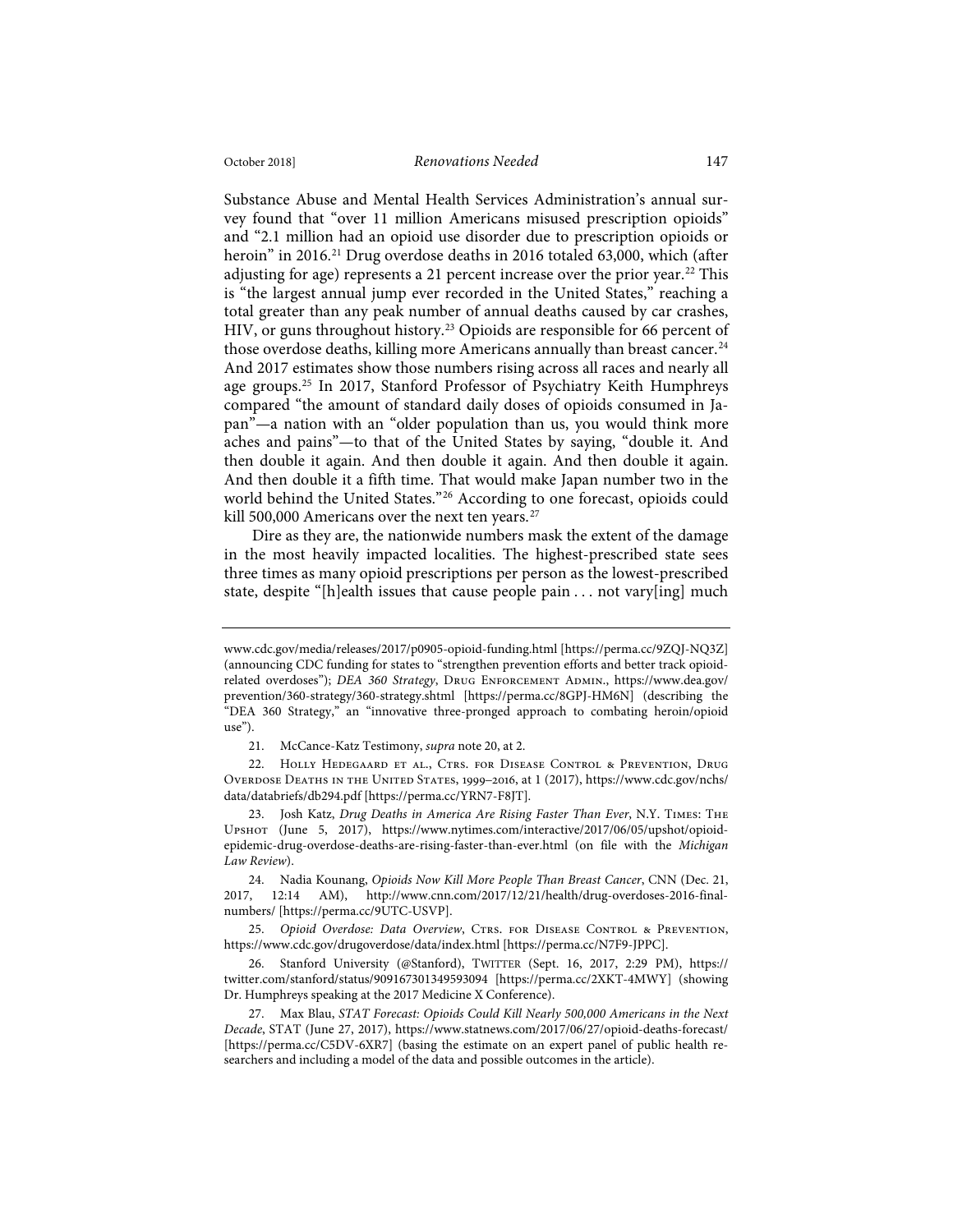Substance Abuse and Mental Health Services Administration's annual survey found that "over 11 million Americans misused prescription opioids" and "2.1 million had an opioid use disorder due to prescription opioids or heroin" in 2016.[21] Drug overdose deaths in 2016 totaled 63,000, which (after adjusting for age) represents a 21 percent increase over the prior year.[22] This is "the largest annual jump ever recorded in the United States," reaching a total greater than any peak number of annual deaths caused by car crashes, HIV, or guns throughout history.[23] Opioids are responsible for 66 percent of those overdose deaths, killing more Americans annually than breast cancer.[24] And 2017 estimates show those numbers rising across all races and nearly all age groups.[25] In 2017, Stanford Professor of Psychiatry Keith Humphreys compared "the amount of standard daily doses of opioids consumed in Japan"—a nation with an "older population than us, you would think more aches and pains"—to that of the United States by saying, "double it. And then double it again. And then double it again. And then double it again. And then double it a fifth time. That would make Japan number two in the world behind the United States."[26] According to one forecast, opioids could kill 500,000 Americans over the next ten years.[27]

Dire as they are, the nationwide numbers mask the extent of the damage in the most heavily impacted localities. The highest-prescribed state sees three times as many opioid prescriptions per person as the lowest-prescribed state, despite "[h]ealth issues that cause people pain . . . not vary[ing] much

---

www.cdc.gov/media/releases/2017/p0905-opioid-funding.html [https://perma.cc/9ZQJ-NQ3Z] (announcing CDC funding for states to "strengthen prevention efforts and better track opioid-related overdoses"); *DEA 360 Strategy*, Drug Enforcement Admin., https://www.dea.gov/prevention/360-strategy/360-strategy.shtml [https://perma.cc/8GPJ-HM6N] (describing the "DEA 360 Strategy," an "innovative three-pronged approach to combating heroin/opioid use").

21. McCance-Katz Testimony, *supra* note 20, at 2.

22. Holly Hedegaard et al., Ctrs. for Disease Control & Prevention, Drug Overdose Deaths in the United States, 1999–2016, at 1 (2017), https://www.cdc.gov/nchs/data/databriefs/db294.pdf [https://perma.cc/YRN7-F8JT].

23. Josh Katz, *Drug Deaths in America Are Rising Faster Than Ever*, N.Y. Times: The Upshot (June 5, 2017), https://www.nytimes.com/interactive/2017/06/05/upshot/opioid-epidemic-drug-overdose-deaths-are-rising-faster-than-ever.html (on file with the *Michigan Law Review*).

24. Nadia Kounang, *Opioids Now Kill More People Than Breast Cancer*, CNN (Dec. 21, 2017, 12:14 AM), http://www.cnn.com/2017/12/21/health/drug-overdoses-2016-final-numbers/ [https://perma.cc/9UTC-USVP].

25. *Opioid Overdose: Data Overview*, Ctrs. for Disease Control & Prevention, https://www.cdc.gov/drugoverdose/data/index.html [https://perma.cc/N7F9-JPPC].

26. Stanford University (@Stanford), Twitter (Sept. 16, 2017, 2:29 PM), https://twitter.com/stanford/status/909167301349593094 [https://perma.cc/2XKT-4MWY] (showing Dr. Humphreys speaking at the 2017 Medicine X Conference).

27. Max Blau, *STAT Forecast: Opioids Could Kill Nearly 500,000 Americans in the Next Decade*, STAT (June 27, 2017), https://www.statnews.com/2017/06/27/opioid-deaths-forecast/ [https://perma.cc/C5DV-6XR7] (basing the estimate on an expert panel of public health researchers and including a model of the data and possible outcomes in the article).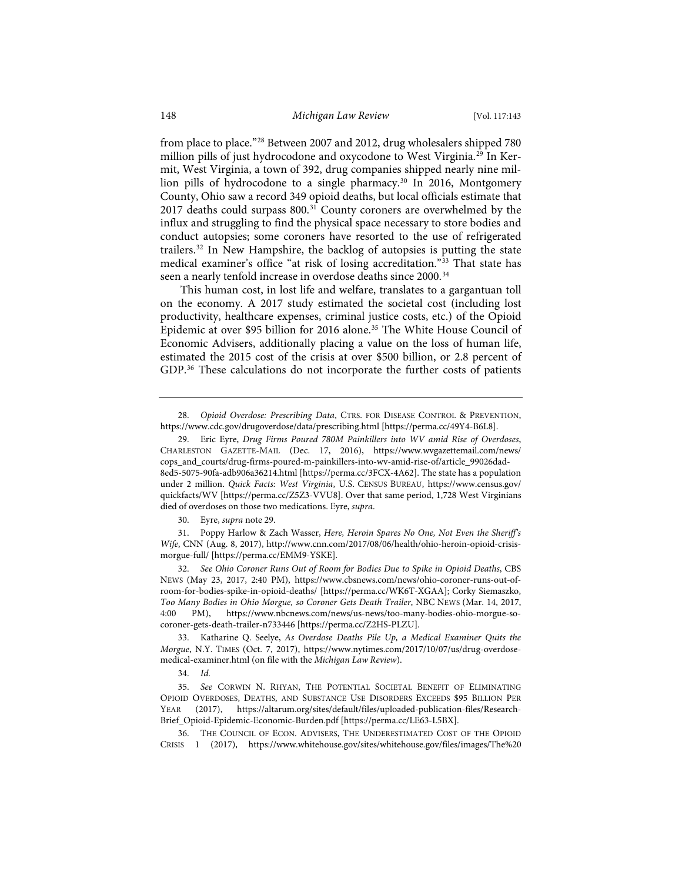from place to place."[28] Between 2007 and 2012, drug wholesalers shipped 780 million pills of just hydrocodone and oxycodone to West Virginia.[29] In Kermit, West Virginia, a town of 392, drug companies shipped nearly nine million pills of hydrocodone to a single pharmacy.[30] In 2016, Montgomery County, Ohio saw a record 349 opioid deaths, but local officials estimate that 2017 deaths could surpass 800.[31] County coroners are overwhelmed by the influx and struggling to find the physical space necessary to store bodies and conduct autopsies; some coroners have resorted to the use of refrigerated trailers.[32] In New Hampshire, the backlog of autopsies is putting the state medical examiner's office "at risk of losing accreditation."[33] That state has seen a nearly tenfold increase in overdose deaths since 2000.[34]

This human cost, in lost life and welfare, translates to a gargantuan toll on the economy. A 2017 study estimated the societal cost (including lost productivity, healthcare expenses, criminal justice costs, etc.) of the Opioid Epidemic at over $95 billion for 2016 alone.[35] The White House Council of Economic Advisers, additionally placing a value on the loss of human life, estimated the 2015 cost of the crisis at over $500 billion, or 2.8 percent of GDP.[36] These calculations do not incorporate the further costs of patients

---

28. *Opioid Overdose: Prescribing Data*, CTRS. FOR DISEASE CONTROL & PREVENTION, https://www.cdc.gov/drugoverdose/data/prescribing.html [https://perma.cc/49Y4-B6L8].

29. Eric Eyre, *Drug Firms Poured 780M Painkillers into WV amid Rise of Overdoses*, CHARLESTON GAZETTE-MAIL (Dec. 17, 2016), https://www.wvgazettemail.com/news/cops_and_courts/drug-firms-poured-m-painkillers-into-wv-amid-rise-of/article_99026dad-8ed5-5075-90fa-adb906a36214.html [https://perma.cc/3FCX-4A62]. The state has a population under 2 million. *Quick Facts: West Virginia*, U.S. CENSUS BUREAU, https://www.census.gov/quickfacts/WV [https://perma.cc/Z5Z3-VVU8]. Over that same period, 1,728 West Virginians died of overdoses on those two medications. Eyre, *supra*.

30. Eyre, *supra* note 29.

31. Poppy Harlow & Zach Wasser, *Here, Heroin Spares No One, Not Even the Sheriff's Wife*, CNN (Aug. 8, 2017), http://www.cnn.com/2017/08/06/health/ohio-heroin-opioid-crisis-morgue-full/ [https://perma.cc/EMM9-YSKE].

32. *See Ohio Coroner Runs Out of Room for Bodies Due to Spike in Opioid Deaths*, CBS NEWS (May 23, 2017, 2:40 PM), https://www.cbsnews.com/news/ohio-coroner-runs-out-of-room-for-bodies-spike-in-opioid-deaths/ [https://perma.cc/WK6T-XGAA]; Corky Siemaszko, *Too Many Bodies in Ohio Morgue, so Coroner Gets Death Trailer*, NBC NEWS (Mar. 14, 2017, 4:00 PM), https://www.nbcnews.com/news/us-news/too-many-bodies-ohio-morgue-so-coroner-gets-death-trailer-n733446 [https://perma.cc/Z2HS-PLZU].

33. Katharine Q. Seelye, *As Overdose Deaths Pile Up, a Medical Examiner Quits the Morgue*, N.Y. TIMES (Oct. 7, 2017), https://www.nytimes.com/2017/10/07/us/drug-overdose-medical-examiner.html (on file with the *Michigan Law Review*).

34. *Id.*

35. *See* CORWIN N. RHYAN, THE POTENTIAL SOCIETAL BENEFIT OF ELIMINATING OPIOID OVERDOSES, DEATHS, AND SUBSTANCE USE DISORDERS EXCEEDS $95 BILLION PER YEAR (2017), https://altarum.org/sites/default/files/uploaded-publication-files/Research-Brief_Opioid-Epidemic-Economic-Burden.pdf [https://perma.cc/LE63-L5BX].

36. THE COUNCIL OF ECON. ADVISERS, THE UNDERESTIMATED COST OF THE OPIOID CRISIS 1 (2017), https://www.whitehouse.gov/sites/whitehouse.gov/files/images/The%20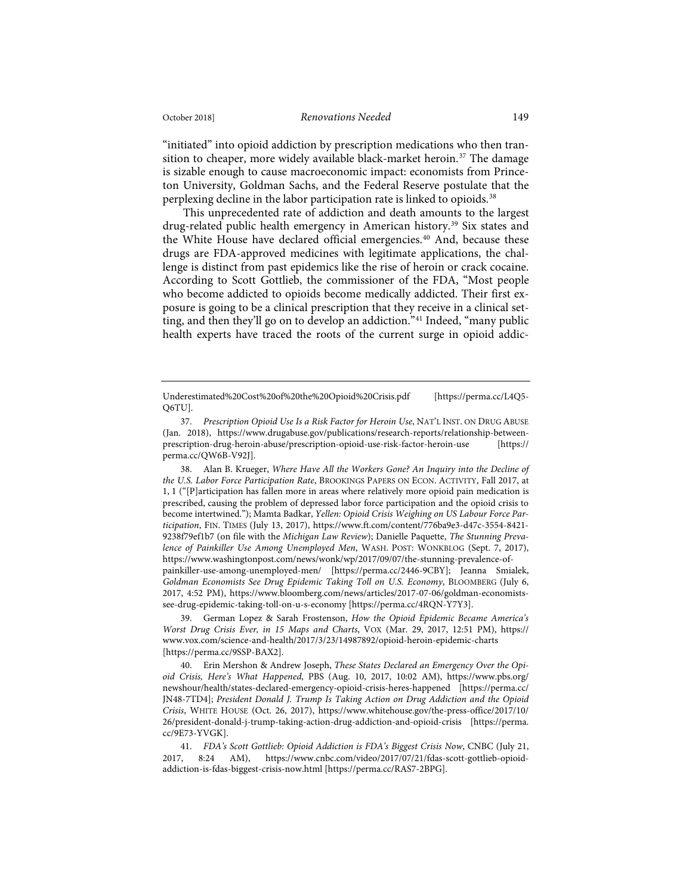"initiated" into opioid addiction by prescription medications who then transition to cheaper, more widely available black-market heroin.[37] The damage is sizable enough to cause macroeconomic impact: economists from Princeton University, Goldman Sachs, and the Federal Reserve postulate that the perplexing decline in the labor participation rate is linked to opioids.[38]

This unprecedented rate of addiction and death amounts to the largest drug-related public health emergency in American history.[39] Six states and the White House have declared official emergencies.[40] And, because these drugs are FDA-approved medicines with legitimate applications, the challenge is distinct from past epidemics like the rise of heroin or crack cocaine. According to Scott Gottlieb, the commissioner of the FDA, "Most people who become addicted to opioids become medically addicted. Their first exposure is going to be a clinical prescription that they receive in a clinical setting, and then they'll go on to develop an addiction."[41] Indeed, "many public health experts have traced the roots of the current surge in opioid addic-

---

Underestimated%20Cost%20of%20the%20Opioid%20Crisis.pdf [https://perma.cc/L4Q5-Q6TU].

37. *Prescription Opioid Use Is a Risk Factor for Heroin Use*, NAT'L INST. ON DRUG ABUSE (Jan. 2018), https://www.drugabuse.gov/publications/research-reports/relationship-between-prescription-drug-heroin-abuse/prescription-opioid-use-risk-factor-heroin-use [https://perma.cc/QW6B-V92J].

38. Alan B. Krueger, *Where Have All the Workers Gone? An Inquiry into the Decline of the U.S. Labor Force Participation Rate*, BROOKINGS PAPERS ON ECON. ACTIVITY, Fall 2017, at 1, 1 ("[P]articipation has fallen more in areas where relatively more opioid pain medication is prescribed, causing the problem of depressed labor force participation and the opioid crisis to become intertwined."); Mamta Badkar, *Yellen: Opioid Crisis Weighing on US Labour Force Participation*, FIN. TIMES (July 13, 2017), https://www.ft.com/content/776ba9e3-d47c-3554-8421-9238f79ef1b7 (on file with the *Michigan Law Review*); Danielle Paquette, *The Stunning Prevalence of Painkiller Use Among Unemployed Men*, WASH. POST: WONKBLOG (Sept. 7, 2017), https://www.washingtonpost.com/news/wonk/wp/2017/09/07/the-stunning-prevalence-of-painkiller-use-among-unemployed-men/ [https://perma.cc/2446-9CBY]; Jeanna Smialek, *Goldman Economists See Drug Epidemic Taking Toll on U.S. Economy*, BLOOMBERG (July 6, 2017, 4:52 PM), https://www.bloomberg.com/news/articles/2017-07-06/goldman-economists-see-drug-epidemic-taking-toll-on-u-s-economy [https://perma.cc/4RQN-Y7Y3].

39. German Lopez & Sarah Frostenson, *How the Opioid Epidemic Became America's Worst Drug Crisis Ever, in 15 Maps and Charts*, VOX (Mar. 29, 2017, 12:51 PM), https://www.vox.com/science-and-health/2017/3/23/14987892/opioid-heroin-epidemic-charts [https://perma.cc/9SSP-BAX2].

40. Erin Mershon & Andrew Joseph, *These States Declared an Emergency Over the Opioid Crisis, Here's What Happened*, PBS (Aug. 10, 2017, 10:02 AM), https://www.pbs.org/newshour/health/states-declared-emergency-opioid-crisis-heres-happened [https://perma.cc/JN48-7TD4]; *President Donald J. Trump Is Taking Action on Drug Addiction and the Opioid Crisis*, WHITE HOUSE (Oct. 26, 2017), https://www.whitehouse.gov/the-press-office/2017/10/26/president-donald-j-trump-taking-action-drug-addiction-and-opioid-crisis [https://perma.cc/9E73-YVGK].

41. *FDA's Scott Gottlieb: Opioid Addiction is FDA's Biggest Crisis Now*, CNBC (July 21, 2017, 8:24 AM), https://www.cnbc.com/video/2017/07/21/fdas-scott-gottlieb-opioid-addiction-is-fdas-biggest-crisis-now.html [https://perma.cc/RAS7-2BPG].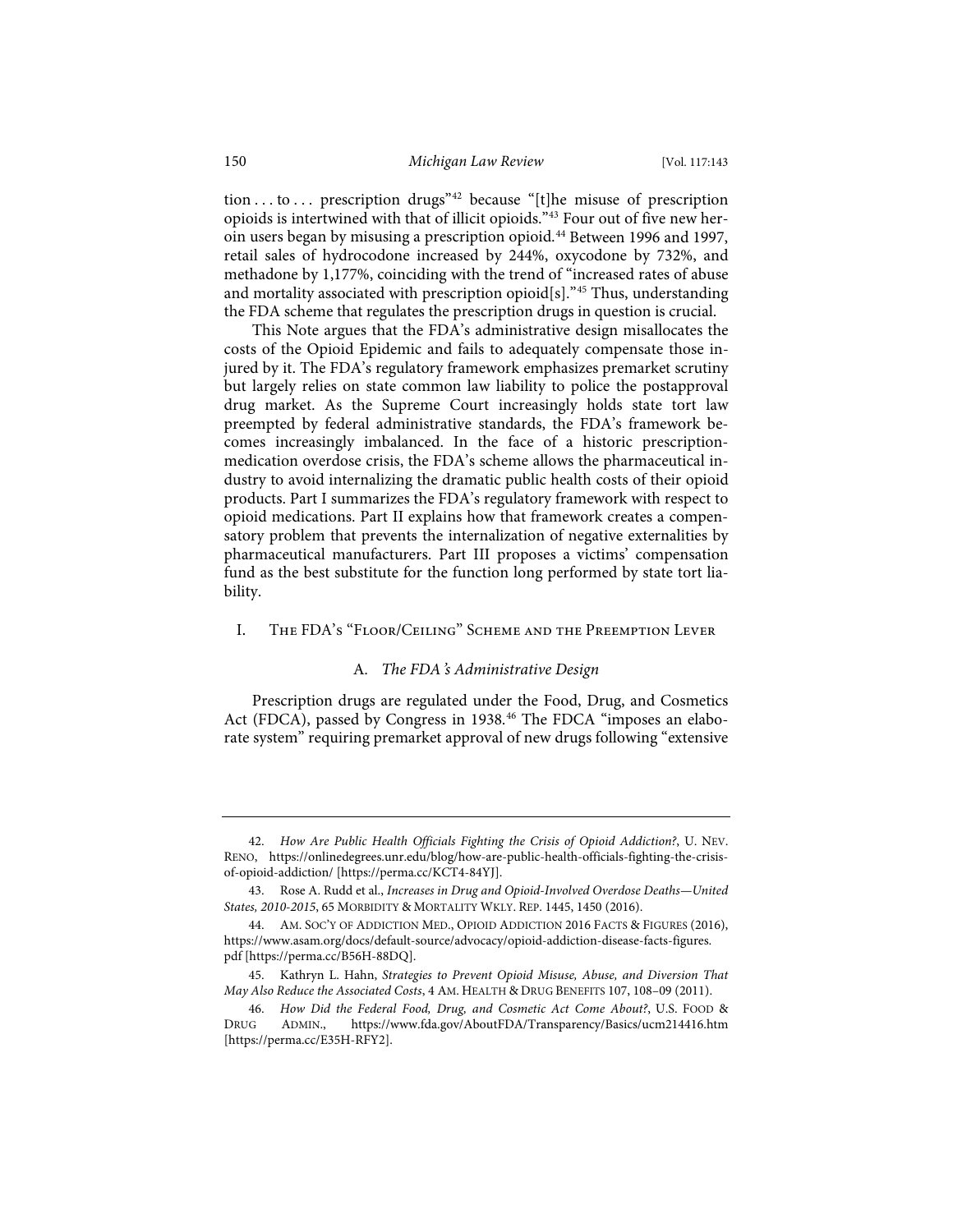tion . . . to . . . prescription drugs"[42] because "[t]he misuse of prescription opioids is intertwined with that of illicit opioids."[43] Four out of five new heroin users began by misusing a prescription opioid.[44] Between 1996 and 1997, retail sales of hydrocodone increased by 244%, oxycodone by 732%, and methadone by 1,177%, coinciding with the trend of "increased rates of abuse and mortality associated with prescription opioid[s]."[45] Thus, understanding the FDA scheme that regulates the prescription drugs in question is crucial.

This Note argues that the FDA's administrative design misallocates the costs of the Opioid Epidemic and fails to adequately compensate those injured by it. The FDA's regulatory framework emphasizes premarket scrutiny but largely relies on state common law liability to police the postapproval drug market. As the Supreme Court increasingly holds state tort law preempted by federal administrative standards, the FDA's framework becomes increasingly imbalanced. In the face of a historic prescription-medication overdose crisis, the FDA's scheme allows the pharmaceutical industry to avoid internalizing the dramatic public health costs of their opioid products. Part I summarizes the FDA's regulatory framework with respect to opioid medications. Part II explains how that framework creates a compensatory problem that prevents the internalization of negative externalities by pharmaceutical manufacturers. Part III proposes a victims' compensation fund as the best substitute for the function long performed by state tort liability.

## I. The FDA's "Floor/Ceiling" Scheme and the Preemption Lever

### A. *The FDA's Administrative Design*

Prescription drugs are regulated under the Food, Drug, and Cosmetics Act (FDCA), passed by Congress in 1938.[46] The FDCA "imposes an elaborate system" requiring premarket approval of new drugs following "extensive

---

42. *How Are Public Health Officials Fighting the Crisis of Opioid Addiction?*, U. NEV. RENO, https://onlinedegrees.unr.edu/blog/how-are-public-health-officials-fighting-the-crisis-of-opioid-addiction/ [https://perma.cc/KCT4-84YJ].

43. Rose A. Rudd et al., *Increases in Drug and Opioid-Involved Overdose Deaths—United States, 2010-2015*, 65 MORBIDITY & MORTALITY WKLY. REP. 1445, 1450 (2016).

44. AM. SOC'Y OF ADDICTION MED., OPIOID ADDICTION 2016 FACTS & FIGURES (2016), https://www.asam.org/docs/default-source/advocacy/opioid-addiction-disease-facts-figures.pdf [https://perma.cc/B56H-88DQ].

45. Kathryn L. Hahn, *Strategies to Prevent Opioid Misuse, Abuse, and Diversion That May Also Reduce the Associated Costs*, 4 AM. HEALTH & DRUG BENEFITS 107, 108–09 (2011).

46. *How Did the Federal Food, Drug, and Cosmetic Act Come About?*, U.S. FOOD & DRUG ADMIN., https://www.fda.gov/AboutFDA/Transparency/Basics/ucm214416.htm [https://perma.cc/E35H-RFY2].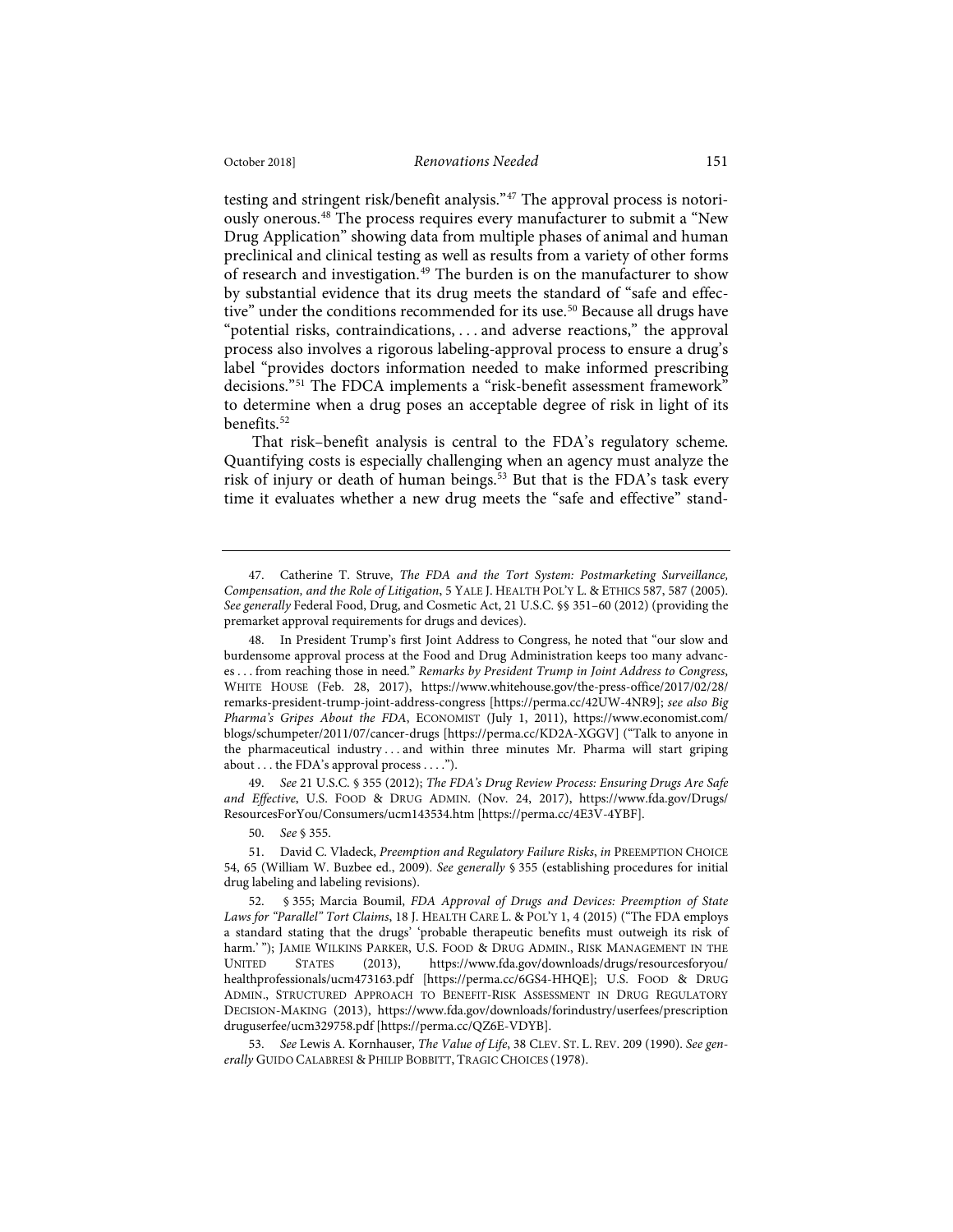testing and stringent risk/benefit analysis."[47] The approval process is notoriously onerous.[48] The process requires every manufacturer to submit a "New Drug Application" showing data from multiple phases of animal and human preclinical and clinical testing as well as results from a variety of other forms of research and investigation.[49] The burden is on the manufacturer to show by substantial evidence that its drug meets the standard of "safe and effective" under the conditions recommended for its use.[50] Because all drugs have "potential risks, contraindications, . . . and adverse reactions," the approval process also involves a rigorous labeling-approval process to ensure a drug's label "provides doctors information needed to make informed prescribing decisions."[51] The FDCA implements a "risk-benefit assessment framework" to determine when a drug poses an acceptable degree of risk in light of its benefits.[52]

That risk–benefit analysis is central to the FDA's regulatory scheme. Quantifying costs is especially challenging when an agency must analyze the risk of injury or death of human beings.[53] But that is the FDA's task every time it evaluates whether a new drug meets the "safe and effective" stand-

---

47. Catherine T. Struve, *The FDA and the Tort System: Postmarketing Surveillance, Compensation, and the Role of Litigation*, 5 YALE J. HEALTH POL'Y L. & ETHICS 587, 587 (2005). *See generally* Federal Food, Drug, and Cosmetic Act, 21 U.S.C. §§ 351–60 (2012) (providing the premarket approval requirements for drugs and devices).

48. In President Trump's first Joint Address to Congress, he noted that "our slow and burdensome approval process at the Food and Drug Administration keeps too many advances . . . from reaching those in need." *Remarks by President Trump in Joint Address to Congress*, WHITE HOUSE (Feb. 28, 2017), https://www.whitehouse.gov/the-press-office/2017/02/28/remarks-president-trump-joint-address-congress [https://perma.cc/42UW-4NR9]; *see also Big Pharma's Gripes About the FDA*, ECONOMIST (July 1, 2011), https://www.economist.com/blogs/schumpeter/2011/07/cancer-drugs [https://perma.cc/KD2A-XGGV] ("Talk to anyone in the pharmaceutical industry . . . and within three minutes Mr. Pharma will start griping about . . . the FDA's approval process . . . .").

49. *See* 21 U.S.C. § 355 (2012); *The FDA's Drug Review Process: Ensuring Drugs Are Safe and Effective*, U.S. FOOD & DRUG ADMIN. (Nov. 24, 2017), https://www.fda.gov/Drugs/ResourcesForYou/Consumers/ucm143534.htm [https://perma.cc/4E3V-4YBF].

50. *See* § 355.

51. David C. Vladeck, *Preemption and Regulatory Failure Risks*, *in* PREEMPTION CHOICE 54, 65 (William W. Buzbee ed., 2009). *See generally* § 355 (establishing procedures for initial drug labeling and labeling revisions).

52. § 355; Marcia Boumil, *FDA Approval of Drugs and Devices: Preemption of State Laws for "Parallel" Tort Claims*, 18 J. HEALTH CARE L. & POL'Y 1, 4 (2015) ("The FDA employs a standard stating that the drugs' 'probable therapeutic benefits must outweigh its risk of harm.' "); JAMIE WILKINS PARKER, U.S. FOOD & DRUG ADMIN., RISK MANAGEMENT IN THE UNITED STATES (2013), https://www.fda.gov/downloads/drugs/resourcesforyou/healthprofessionals/ucm473163.pdf [https://perma.cc/6GS4-HHQE]; U.S. FOOD & DRUG ADMIN., STRUCTURED APPROACH TO BENEFIT-RISK ASSESSMENT IN DRUG REGULATORY DECISION-MAKING (2013), https://www.fda.gov/downloads/forindustry/userfees/prescriptiondruguserfee/ucm329758.pdf [https://perma.cc/QZ6E-VDYB].

53. *See* Lewis A. Kornhauser, *The Value of Life*, 38 CLEV. ST. L. REV. 209 (1990). *See generally* GUIDO CALABRESI & PHILIP BOBBITT, TRAGIC CHOICES (1978).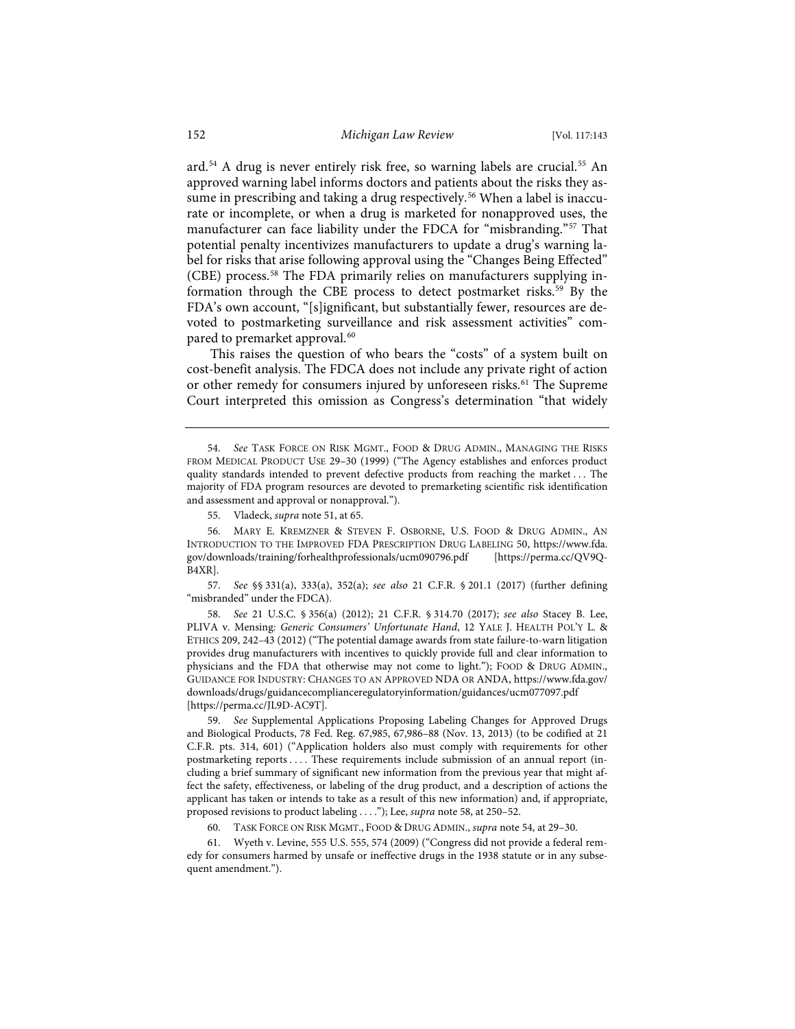ard.[54] A drug is never entirely risk free, so warning labels are crucial.[55] An approved warning label informs doctors and patients about the risks they assume in prescribing and taking a drug respectively.[56] When a label is inaccurate or incomplete, or when a drug is marketed for nonapproved uses, the manufacturer can face liability under the FDCA for "misbranding."[57] That potential penalty incentivizes manufacturers to update a drug's warning label for risks that arise following approval using the "Changes Being Effected" (CBE) process.[58] The FDA primarily relies on manufacturers supplying information through the CBE process to detect postmarket risks.[59] By the FDA's own account, "[s]ignificant, but substantially fewer, resources are devoted to postmarketing surveillance and risk assessment activities" compared to premarket approval.[60]

This raises the question of who bears the "costs" of a system built on cost-benefit analysis. The FDCA does not include any private right of action or other remedy for consumers injured by unforeseen risks.[61] The Supreme Court interpreted this omission as Congress's determination "that widely

---

54. *See* TASK FORCE ON RISK MGMT., FOOD & DRUG ADMIN., MANAGING THE RISKS FROM MEDICAL PRODUCT USE 29–30 (1999) ("The Agency establishes and enforces product quality standards intended to prevent defective products from reaching the market . . . The majority of FDA program resources are devoted to premarketing scientific risk identification and assessment and approval or nonapproval.").

55. Vladeck, *supra* note 51, at 65.

56. MARY E. KREMZNER & STEVEN F. OSBORNE, U.S. FOOD & DRUG ADMIN., AN INTRODUCTION TO THE IMPROVED FDA PRESCRIPTION DRUG LABELING 50, https://www.fda.gov/downloads/training/forhealthprofessionals/ucm090796.pdf [https://perma.cc/QV9Q-B4XR].

57. *See* §§ 331(a), 333(a), 352(a); *see also* 21 C.F.R. § 201.1 (2017) (further defining "misbranded" under the FDCA).

58. *See* 21 U.S.C. § 356(a) (2012); 21 C.F.R. § 314.70 (2017); *see also* Stacey B. Lee, PLIVA v. Mensing*: Generic Consumers' Unfortunate Hand*, 12 YALE J. HEALTH POL'Y L. & ETHICS 209, 242–43 (2012) ("The potential damage awards from state failure-to-warn litigation provides drug manufacturers with incentives to quickly provide full and clear information to physicians and the FDA that otherwise may not come to light."); FOOD & DRUG ADMIN., GUIDANCE FOR INDUSTRY: CHANGES TO AN APPROVED NDA OR ANDA, https://www.fda.gov/downloads/drugs/guidancecomplianceregulatoryinformation/guidances/ucm077097.pdf [https://perma.cc/JL9D-AC9T].

59. *See* Supplemental Applications Proposing Labeling Changes for Approved Drugs and Biological Products, 78 Fed. Reg. 67,985, 67,986–88 (Nov. 13, 2013) (to be codified at 21 C.F.R. pts. 314, 601) ("Application holders also must comply with requirements for other postmarketing reports . . . . These requirements include submission of an annual report (including a brief summary of significant new information from the previous year that might affect the safety, effectiveness, or labeling of the drug product, and a description of actions the applicant has taken or intends to take as a result of this new information) and, if appropriate, proposed revisions to product labeling . . . ."); Lee, *supra* note 58, at 250–52.

60. TASK FORCE ON RISK MGMT., FOOD & DRUG ADMIN., *supra* note 54, at 29–30.

61. Wyeth v. Levine, 555 U.S. 555, 574 (2009) ("Congress did not provide a federal remedy for consumers harmed by unsafe or ineffective drugs in the 1938 statute or in any subsequent amendment.").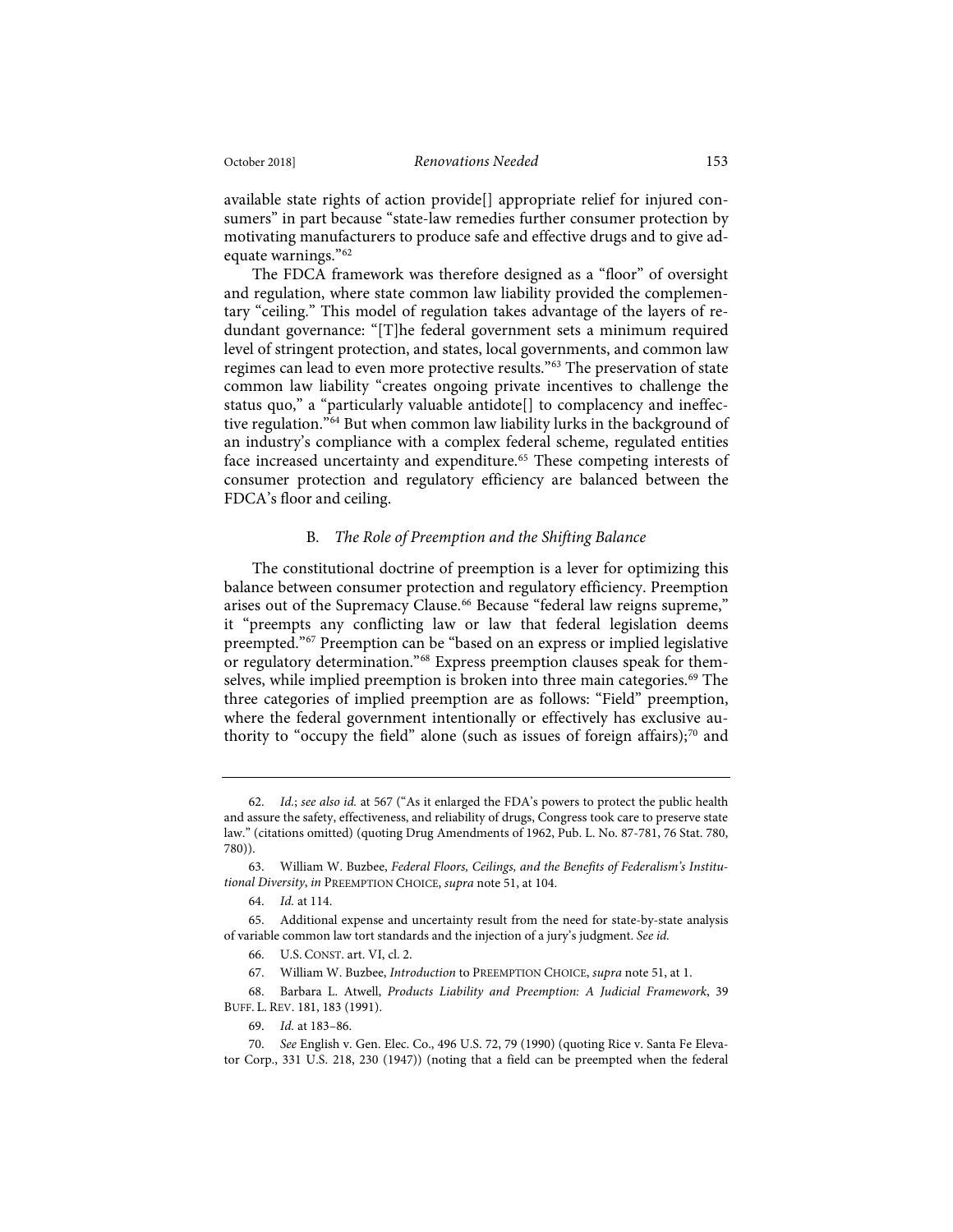available state rights of action provide[] appropriate relief for injured consumers" in part because "state-law remedies further consumer protection by motivating manufacturers to produce safe and effective drugs and to give adequate warnings."[62]

The FDCA framework was therefore designed as a "floor" of oversight and regulation, where state common law liability provided the complementary "ceiling." This model of regulation takes advantage of the layers of redundant governance: "[T]he federal government sets a minimum required level of stringent protection, and states, local governments, and common law regimes can lead to even more protective results."[63] The preservation of state common law liability "creates ongoing private incentives to challenge the status quo," a "particularly valuable antidote[] to complacency and ineffective regulation."[64] But when common law liability lurks in the background of an industry's compliance with a complex federal scheme, regulated entities face increased uncertainty and expenditure.[65] These competing interests of consumer protection and regulatory efficiency are balanced between the FDCA's floor and ceiling.

### B. *The Role of Preemption and the Shifting Balance*

The constitutional doctrine of preemption is a lever for optimizing this balance between consumer protection and regulatory efficiency. Preemption arises out of the Supremacy Clause.[66] Because "federal law reigns supreme," it "preempts any conflicting law or law that federal legislation deems preempted."[67] Preemption can be "based on an express or implied legislative or regulatory determination."[68] Express preemption clauses speak for themselves, while implied preemption is broken into three main categories.[69] The three categories of implied preemption are as follows: "Field" preemption, where the federal government intentionally or effectively has exclusive authority to "occupy the field" alone (such as issues of foreign affairs);[70] and

---

62. *Id.*; *see also id.* at 567 ("As it enlarged the FDA's powers to protect the public health and assure the safety, effectiveness, and reliability of drugs, Congress took care to preserve state law." (citations omitted) (quoting Drug Amendments of 1962, Pub. L. No. 87-781, 76 Stat. 780, 780)).

63. William W. Buzbee, *Federal Floors, Ceilings, and the Benefits of Federalism's Institutional Diversity*, *in* PREEMPTION CHOICE, *supra* note 51, at 104.

64. *Id.* at 114.

65. Additional expense and uncertainty result from the need for state-by-state analysis of variable common law tort standards and the injection of a jury's judgment. *See id.*

66. U.S. CONST. art. VI, cl. 2.

67. William W. Buzbee, *Introduction* to PREEMPTION CHOICE, *supra* note 51, at 1.

68. Barbara L. Atwell, *Products Liability and Preemption: A Judicial Framework*, 39 BUFF. L. REV. 181, 183 (1991).

69. *Id.* at 183–86.

70. *See* English v. Gen. Elec. Co., 496 U.S. 72, 79 (1990) (quoting Rice v. Santa Fe Elevator Corp., 331 U.S. 218, 230 (1947)) (noting that a field can be preempted when the federal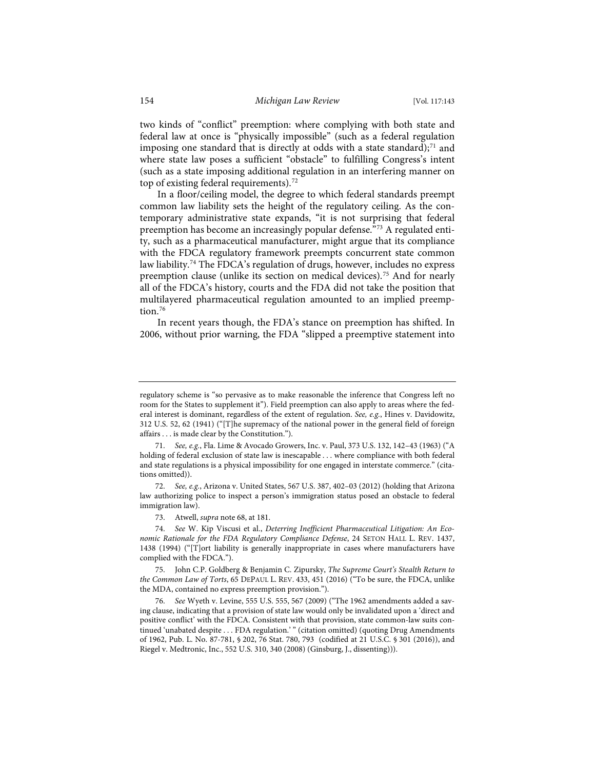two kinds of "conflict" preemption: where complying with both state and federal law at once is "physically impossible" (such as a federal regulation imposing one standard that is directly at odds with a state standard);[71] and where state law poses a sufficient "obstacle" to fulfilling Congress's intent (such as a state imposing additional regulation in an interfering manner on top of existing federal requirements).[72]

In a floor/ceiling model, the degree to which federal standards preempt common law liability sets the height of the regulatory ceiling. As the contemporary administrative state expands, "it is not surprising that federal preemption has become an increasingly popular defense."[73] A regulated entity, such as a pharmaceutical manufacturer, might argue that its compliance with the FDCA regulatory framework preempts concurrent state common law liability.[74] The FDCA's regulation of drugs, however, includes no express preemption clause (unlike its section on medical devices).[75] And for nearly all of the FDCA's history, courts and the FDA did not take the position that multilayered pharmaceutical regulation amounted to an implied preemption.[76]

In recent years though, the FDA's stance on preemption has shifted. In 2006, without prior warning, the FDA "slipped a preemptive statement into

---

regulatory scheme is "so pervasive as to make reasonable the inference that Congress left no room for the States to supplement it"). Field preemption can also apply to areas where the federal interest is dominant, regardless of the extent of regulation. *See, e.g.*, Hines v. Davidowitz, 312 U.S. 52, 62 (1941) ("[T]he supremacy of the national power in the general field of foreign affairs . . . is made clear by the Constitution.").

71. *See, e.g.*, Fla. Lime & Avocado Growers, Inc. v. Paul, 373 U.S. 132, 142–43 (1963) ("A holding of federal exclusion of state law is inescapable . . . where compliance with both federal and state regulations is a physical impossibility for one engaged in interstate commerce." (citations omitted)).

72. *See, e.g.*, Arizona v. United States, 567 U.S. 387, 402–03 (2012) (holding that Arizona law authorizing police to inspect a person's immigration status posed an obstacle to federal immigration law).

73. Atwell, *supra* note 68, at 181.

74. *See* W. Kip Viscusi et al., *Deterring Inefficient Pharmaceutical Litigation: An Economic Rationale for the FDA Regulatory Compliance Defense*, 24 SETON HALL L. REV. 1437, 1438 (1994) ("[T]ort liability is generally inappropriate in cases where manufacturers have complied with the FDCA.").

75. John C.P. Goldberg & Benjamin C. Zipursky, *The Supreme Court's Stealth Return to the Common Law of Torts*, 65 DEPAUL L. REV. 433, 451 (2016) ("To be sure, the FDCA, unlike the MDA, contained no express preemption provision.").

76. *See* Wyeth v. Levine, 555 U.S. 555, 567 (2009) ("The 1962 amendments added a saving clause, indicating that a provision of state law would only be invalidated upon a 'direct and positive conflict' with the FDCA. Consistent with that provision, state common-law suits continued 'unabated despite . . . FDA regulation.' " (citation omitted) (quoting Drug Amendments of 1962, Pub. L. No. 87-781, § 202, 76 Stat. 780, 793 (codified at 21 U.S.C. § 301 (2016)), and Riegel v. Medtronic, Inc., 552 U.S. 310, 340 (2008) (Ginsburg, J., dissenting))).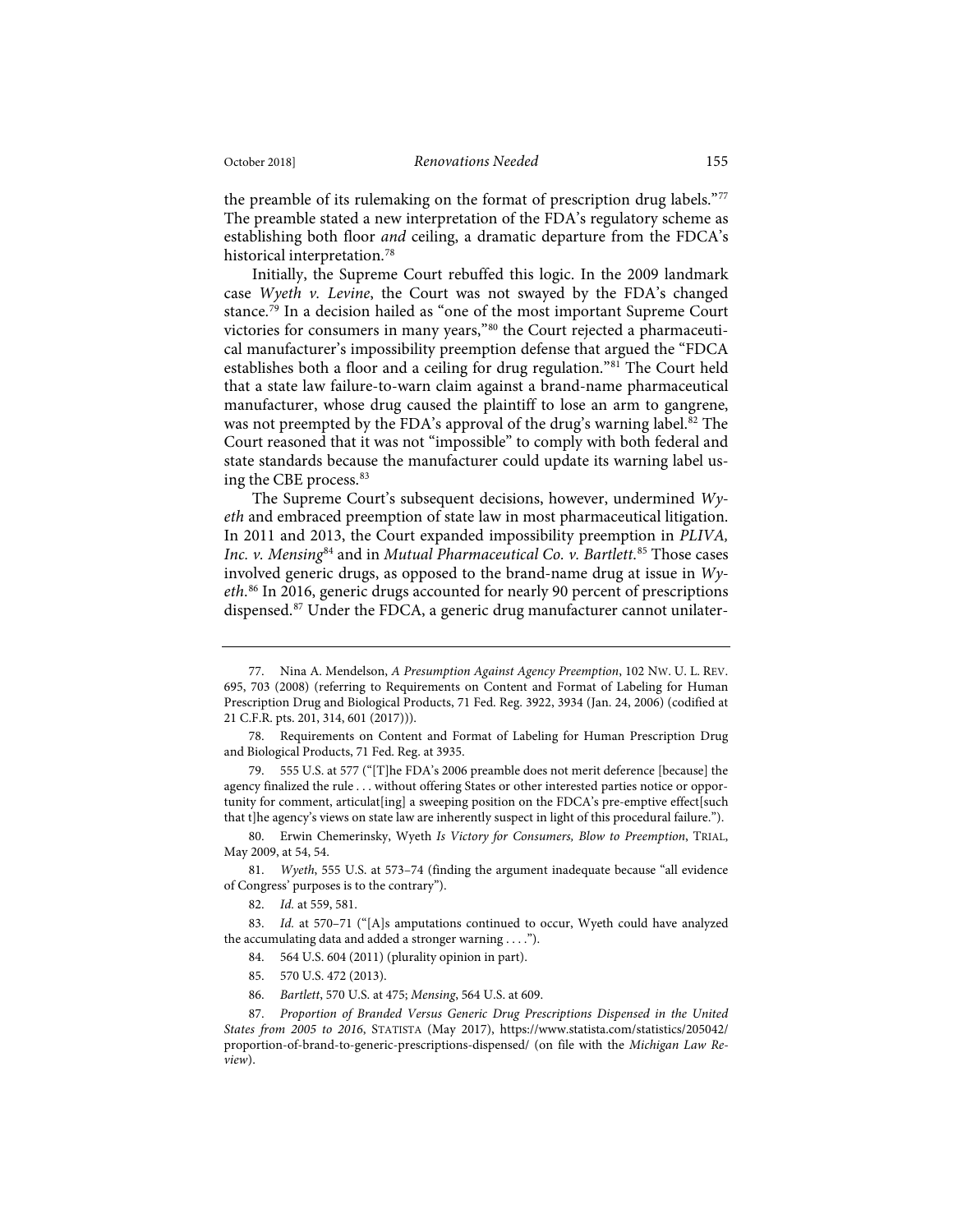the preamble of its rulemaking on the format of prescription drug labels."[77] The preamble stated a new interpretation of the FDA's regulatory scheme as establishing both floor *and* ceiling, a dramatic departure from the FDCA's historical interpretation.[78]

Initially, the Supreme Court rebuffed this logic. In the 2009 landmark case *Wyeth v. Levine*, the Court was not swayed by the FDA's changed stance.[79] In a decision hailed as "one of the most important Supreme Court victories for consumers in many years,"[80] the Court rejected a pharmaceutical manufacturer's impossibility preemption defense that argued the "FDCA establishes both a floor and a ceiling for drug regulation."[81] The Court held that a state law failure-to-warn claim against a brand-name pharmaceutical manufacturer, whose drug caused the plaintiff to lose an arm to gangrene, was not preempted by the FDA's approval of the drug's warning label.[82] The Court reasoned that it was not "impossible" to comply with both federal and state standards because the manufacturer could update its warning label using the CBE process.[83]

The Supreme Court's subsequent decisions, however, undermined *Wyeth* and embraced preemption of state law in most pharmaceutical litigation. In 2011 and 2013, the Court expanded impossibility preemption in *PLIVA, Inc. v. Mensing*[84] and in *Mutual Pharmaceutical Co. v. Bartlett*.[85] Those cases involved generic drugs, as opposed to the brand-name drug at issue in *Wyeth*.[86] In 2016, generic drugs accounted for nearly 90 percent of prescriptions dispensed.[87] Under the FDCA, a generic drug manufacturer cannot unilater-

---

77. Nina A. Mendelson, *A Presumption Against Agency Preemption*, 102 NW. U. L. REV. 695, 703 (2008) (referring to Requirements on Content and Format of Labeling for Human Prescription Drug and Biological Products, 71 Fed. Reg. 3922, 3934 (Jan. 24, 2006) (codified at 21 C.F.R. pts. 201, 314, 601 (2017))).

78. Requirements on Content and Format of Labeling for Human Prescription Drug and Biological Products, 71 Fed. Reg. at 3935.

79. 555 U.S. at 577 ("[T]he FDA's 2006 preamble does not merit deference [because] the agency finalized the rule . . . without offering States or other interested parties notice or opportunity for comment, articulat[ing] a sweeping position on the FDCA's pre-emptive effect[such that t]he agency's views on state law are inherently suspect in light of this procedural failure.").

80. Erwin Chemerinsky, Wyeth *Is Victory for Consumers, Blow to Preemption*, TRIAL, May 2009, at 54, 54.

81. *Wyeth*, 555 U.S. at 573–74 (finding the argument inadequate because "all evidence of Congress' purposes is to the contrary").

82. *Id.* at 559, 581.

83. *Id.* at 570–71 ("[A]s amputations continued to occur, Wyeth could have analyzed the accumulating data and added a stronger warning . . . .").

84. 564 U.S. 604 (2011) (plurality opinion in part).

85. 570 U.S. 472 (2013).

86. *Bartlett*, 570 U.S. at 475; *Mensing*, 564 U.S. at 609.

87. *Proportion of Branded Versus Generic Drug Prescriptions Dispensed in the United States from 2005 to 2016*, STATISTA (May 2017), https://www.statista.com/statistics/205042/proportion-of-brand-to-generic-prescriptions-dispensed/ (on file with the *Michigan Law Review*).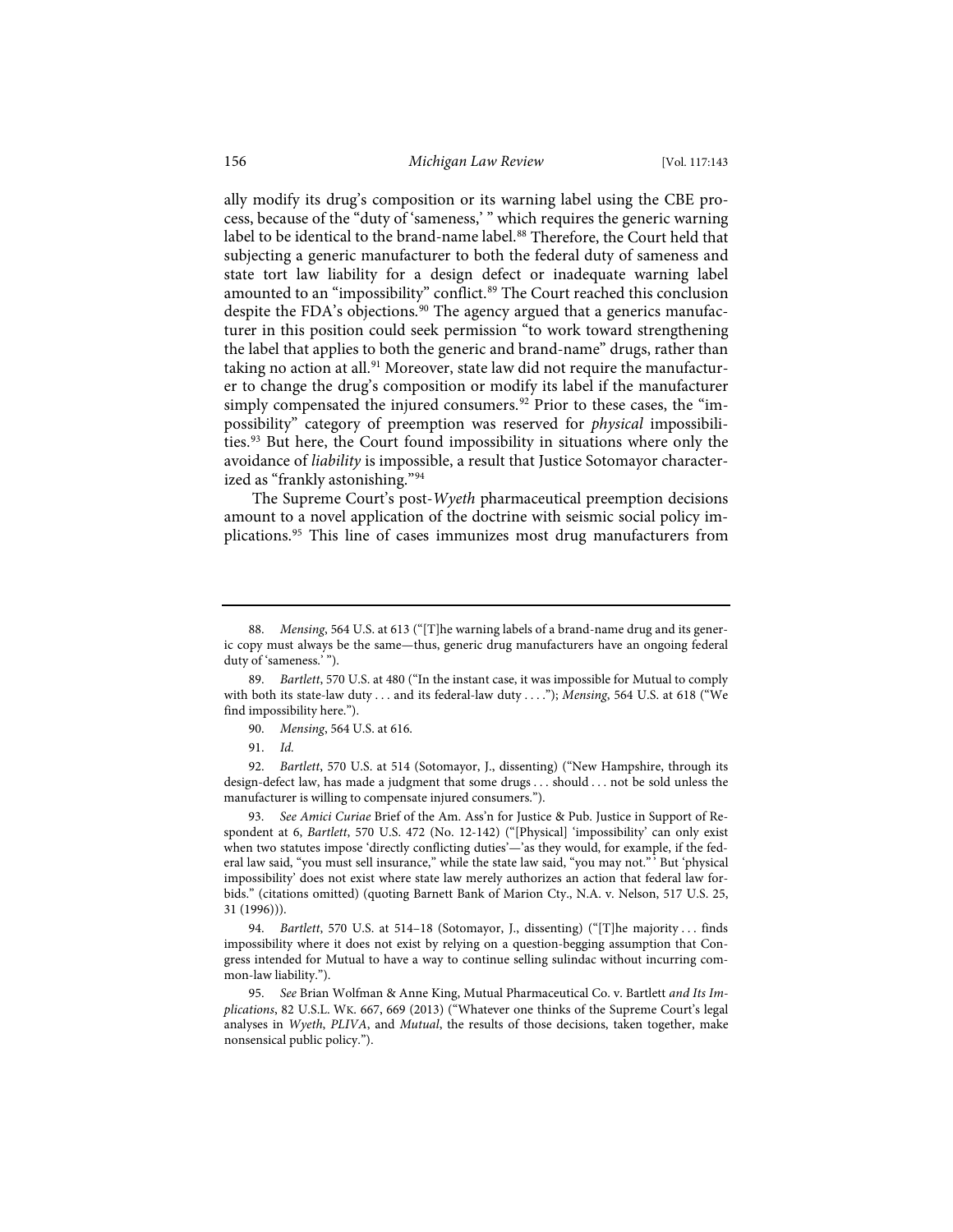ally modify its drug's composition or its warning label using the CBE process, because of the "duty of 'sameness,' " which requires the generic warning label to be identical to the brand-name label.[88] Therefore, the Court held that subjecting a generic manufacturer to both the federal duty of sameness and state tort law liability for a design defect or inadequate warning label amounted to an "impossibility" conflict.[89] The Court reached this conclusion despite the FDA's objections.[90] The agency argued that a generics manufacturer in this position could seek permission "to work toward strengthening the label that applies to both the generic and brand-name" drugs, rather than taking no action at all.[91] Moreover, state law did not require the manufacturer to change the drug's composition or modify its label if the manufacturer simply compensated the injured consumers.[92] Prior to these cases, the "impossibility" category of preemption was reserved for *physical* impossibilities.[93] But here, the Court found impossibility in situations where only the avoidance of *liability* is impossible, a result that Justice Sotomayor characterized as "frankly astonishing."[94]

The Supreme Court's post-*Wyeth* pharmaceutical preemption decisions amount to a novel application of the doctrine with seismic social policy implications.[95] This line of cases immunizes most drug manufacturers from

---

88. *Mensing*, 564 U.S. at 613 ("[T]he warning labels of a brand-name drug and its generic copy must always be the same—thus, generic drug manufacturers have an ongoing federal duty of 'sameness.' ").

89. *Bartlett*, 570 U.S. at 480 ("In the instant case, it was impossible for Mutual to comply with both its state-law duty . . . and its federal-law duty . . . ."); *Mensing*, 564 U.S. at 618 ("We find impossibility here.").

90. *Mensing*, 564 U.S. at 616.

91. *Id.*

92. *Bartlett*, 570 U.S. at 514 (Sotomayor, J., dissenting) ("New Hampshire, through its design-defect law, has made a judgment that some drugs . . . should . . . not be sold unless the manufacturer is willing to compensate injured consumers.").

93. *See Amici Curiae* Brief of the Am. Ass'n for Justice & Pub. Justice in Support of Respondent at 6, *Bartlett*, 570 U.S. 472 (No. 12-142) ("[Physical] 'impossibility' can only exist when two statutes impose 'directly conflicting duties'—'as they would, for example, if the federal law said, "you must sell insurance," while the state law said, "you may not." ' But 'physical impossibility' does not exist where state law merely authorizes an action that federal law forbids." (citations omitted) (quoting Barnett Bank of Marion Cty., N.A. v. Nelson, 517 U.S. 25, 31 (1996))).

94. *Bartlett*, 570 U.S. at 514–18 (Sotomayor, J., dissenting) ("[T]he majority . . . finds impossibility where it does not exist by relying on a question-begging assumption that Congress intended for Mutual to have a way to continue selling sulindac without incurring common-law liability.").

95. *See* Brian Wolfman & Anne King, Mutual Pharmaceutical Co. v. Bartlett *and Its Implications*, 82 U.S.L. WK. 667, 669 (2013) ("Whatever one thinks of the Supreme Court's legal analyses in *Wyeth*, *PLIVA*, and *Mutual*, the results of those decisions, taken together, make nonsensical public policy.").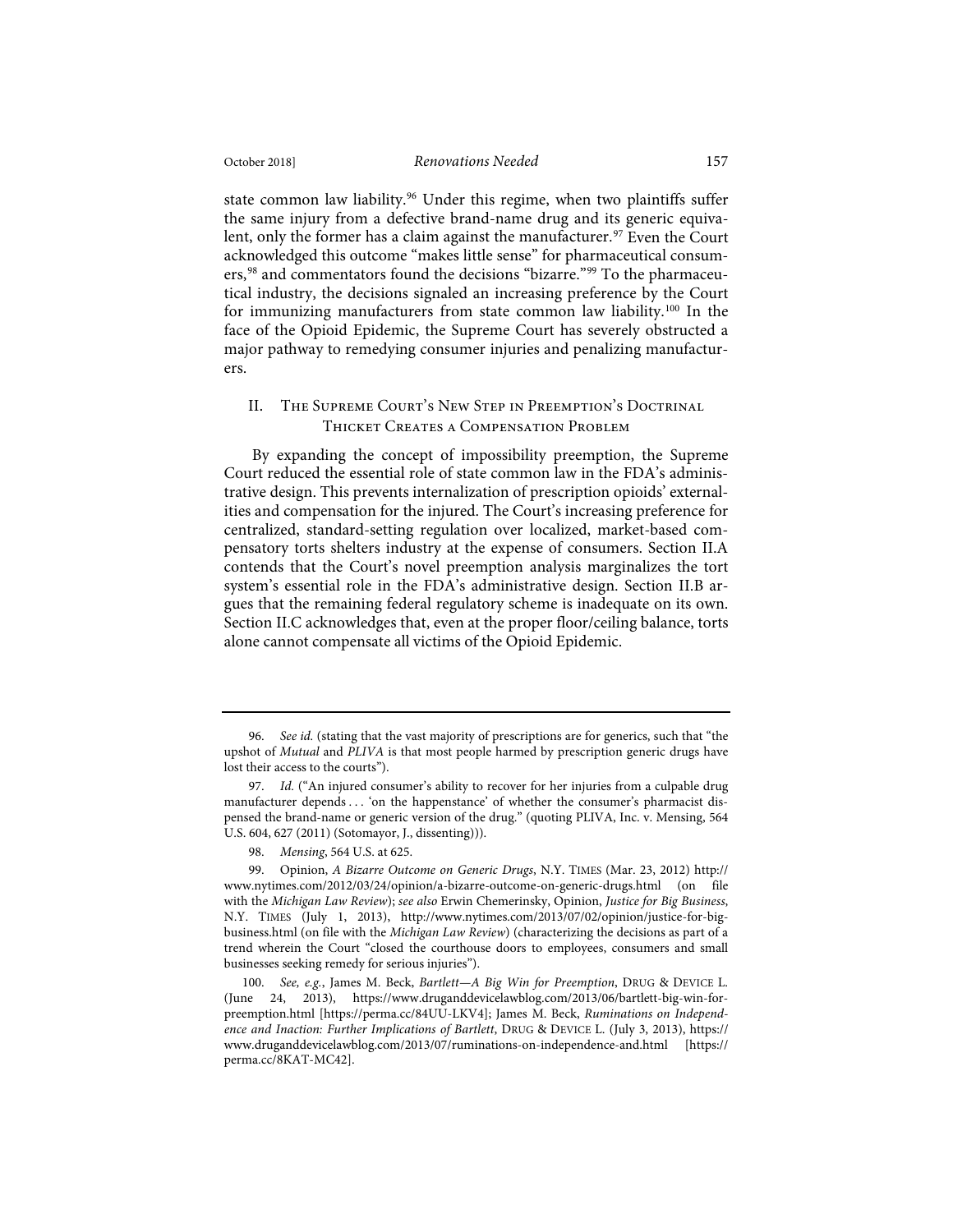state common law liability.[96] Under this regime, when two plaintiffs suffer the same injury from a defective brand-name drug and its generic equivalent, only the former has a claim against the manufacturer.[97] Even the Court acknowledged this outcome "makes little sense" for pharmaceutical consumers,[98] and commentators found the decisions "bizarre."[99] To the pharmaceutical industry, the decisions signaled an increasing preference by the Court for immunizing manufacturers from state common law liability.[100] In the face of the Opioid Epidemic, the Supreme Court has severely obstructed a major pathway to remedying consumer injuries and penalizing manufacturers.

## II. The Supreme Court's New Step in Preemption's Doctrinal Thicket Creates a Compensation Problem

By expanding the concept of impossibility preemption, the Supreme Court reduced the essential role of state common law in the FDA's administrative design. This prevents internalization of prescription opioids' externalities and compensation for the injured. The Court's increasing preference for centralized, standard-setting regulation over localized, market-based compensatory torts shelters industry at the expense of consumers. Section II.A contends that the Court's novel preemption analysis marginalizes the tort system's essential role in the FDA's administrative design. Section II.B argues that the remaining federal regulatory scheme is inadequate on its own. Section II.C acknowledges that, even at the proper floor/ceiling balance, torts alone cannot compensate all victims of the Opioid Epidemic.

---

96. *See id.* (stating that the vast majority of prescriptions are for generics, such that "the upshot of *Mutual* and *PLIVA* is that most people harmed by prescription generic drugs have lost their access to the courts").

97. *Id.* ("An injured consumer's ability to recover for her injuries from a culpable drug manufacturer depends . . . 'on the happenstance' of whether the consumer's pharmacist dispensed the brand-name or generic version of the drug." (quoting PLIVA, Inc. v. Mensing, 564 U.S. 604, 627 (2011) (Sotomayor, J., dissenting))).

98. *Mensing*, 564 U.S. at 625.

99. Opinion, *A Bizarre Outcome on Generic Drugs*, N.Y. Times (Mar. 23, 2012) http://www.nytimes.com/2012/03/24/opinion/a-bizarre-outcome-on-generic-drugs.html (on file with the *Michigan Law Review*); *see also* Erwin Chemerinsky, Opinion, *Justice for Big Business*, N.Y. Times (July 1, 2013), http://www.nytimes.com/2013/07/02/opinion/justice-for-big-business.html (on file with the *Michigan Law Review*) (characterizing the decisions as part of a trend wherein the Court "closed the courthouse doors to employees, consumers and small businesses seeking remedy for serious injuries").

100. *See, e.g.*, James M. Beck, *Bartlett—A Big Win for Preemption*, Drug & Device L. (June 24, 2013), https://www.druganddevicelawblog.com/2013/06/bartlett-big-win-for-preemption.html [https://perma.cc/84UU-LKV4]; James M. Beck, *Ruminations on Independence and Inaction: Further Implications of Bartlett*, Drug & Device L. (July 3, 2013), https://www.druganddevicelawblog.com/2013/07/ruminations-on-independence-and.html [https://perma.cc/8KAT-MC42].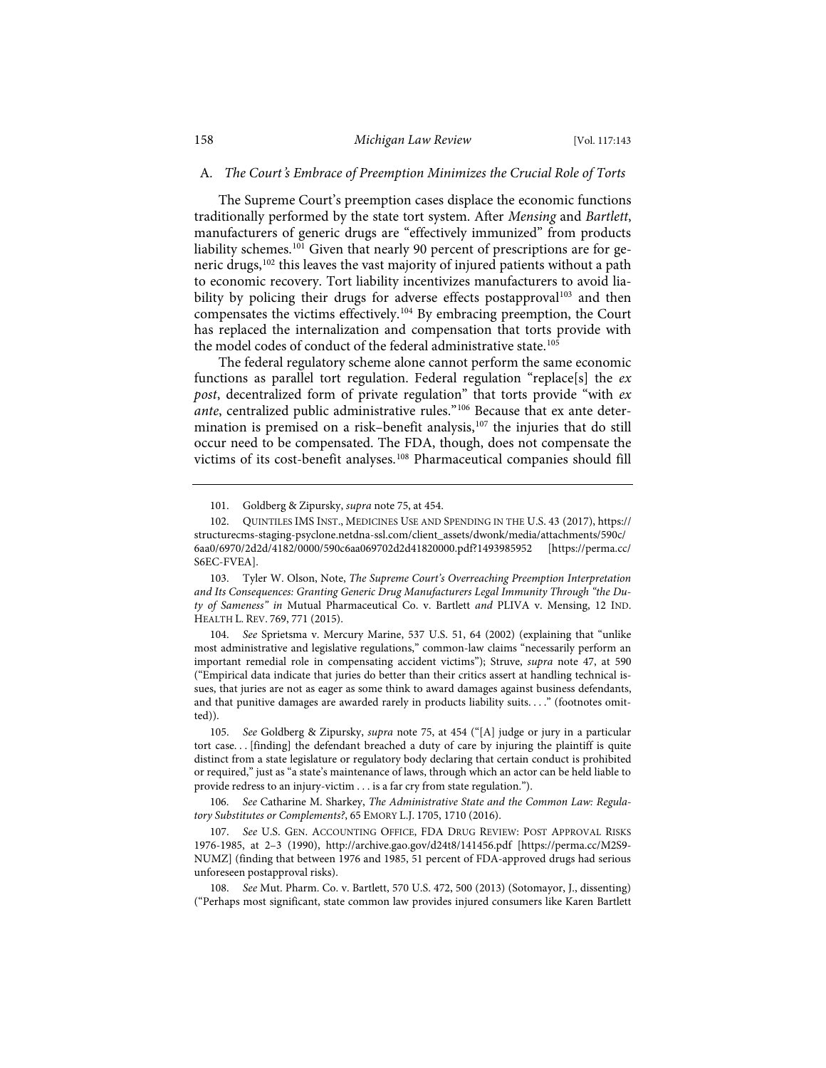### A. *The Court's Embrace of Preemption Minimizes the Crucial Role of Torts*

The Supreme Court's preemption cases displace the economic functions traditionally performed by the state tort system. After *Mensing* and *Bartlett*, manufacturers of generic drugs are "effectively immunized" from products liability schemes.[101] Given that nearly 90 percent of prescriptions are for generic drugs,[102] this leaves the vast majority of injured patients without a path to economic recovery. Tort liability incentivizes manufacturers to avoid liability by policing their drugs for adverse effects postapproval[103] and then compensates the victims effectively.[104] By embracing preemption, the Court has replaced the internalization and compensation that torts provide with the model codes of conduct of the federal administrative state.[105]

The federal regulatory scheme alone cannot perform the same economic functions as parallel tort regulation. Federal regulation "replace[s] the *ex post*, decentralized form of private regulation" that torts provide "with *ex ante*, centralized public administrative rules."[106] Because that ex ante determination is premised on a risk–benefit analysis,[107] the injuries that do still occur need to be compensated. The FDA, though, does not compensate the victims of its cost-benefit analyses.[108] Pharmaceutical companies should fill

---

101. Goldberg & Zipursky, *supra* note 75, at 454.

102. QUINTILES IMS INST., MEDICINES USE AND SPENDING IN THE U.S. 43 (2017), https://structurecms-staging-psyclone.netdna-ssl.com/client_assets/dwonk/media/attachments/590c/6aa0/6970/2d2d/4182/0000/590c6aa069702d2d41820000.pdf?1493985952 [https://perma.cc/S6EC-FVEA].

103. Tyler W. Olson, Note, *The Supreme Court's Overreaching Preemption Interpretation and Its Consequences: Granting Generic Drug Manufacturers Legal Immunity Through "the Duty of Sameness" in* Mutual Pharmaceutical Co. v. Bartlett *and* PLIVA v. Mensing, 12 IND. HEALTH L. REV. 769, 771 (2015).

104. *See* Sprietsma v. Mercury Marine, 537 U.S. 51, 64 (2002) (explaining that "unlike most administrative and legislative regulations," common-law claims "necessarily perform an important remedial role in compensating accident victims"); Struve, *supra* note 47, at 590 ("Empirical data indicate that juries do better than their critics assert at handling technical issues, that juries are not as eager as some think to award damages against business defendants, and that punitive damages are awarded rarely in products liability suits. . . ." (footnotes omitted)).

105. *See* Goldberg & Zipursky, *supra* note 75, at 454 ("[A] judge or jury in a particular tort case. . . [finding] the defendant breached a duty of care by injuring the plaintiff is quite distinct from a state legislature or regulatory body declaring that certain conduct is prohibited or required," just as "a state's maintenance of laws, through which an actor can be held liable to provide redress to an injury-victim . . . is a far cry from state regulation.").

106. *See* Catharine M. Sharkey, *The Administrative State and the Common Law: Regulatory Substitutes or Complements?*, 65 EMORY L.J. 1705, 1710 (2016).

107. *See* U.S. GEN. ACCOUNTING OFFICE, FDA DRUG REVIEW: POST APPROVAL RISKS 1976-1985, at 2–3 (1990), http://archive.gao.gov/d24t8/141456.pdf [https://perma.cc/M2S9-NUMZ] (finding that between 1976 and 1985, 51 percent of FDA-approved drugs had serious unforeseen postapproval risks).

108. *See* Mut. Pharm. Co. v. Bartlett, 570 U.S. 472, 500 (2013) (Sotomayor, J., dissenting) ("Perhaps most significant, state common law provides injured consumers like Karen Bartlett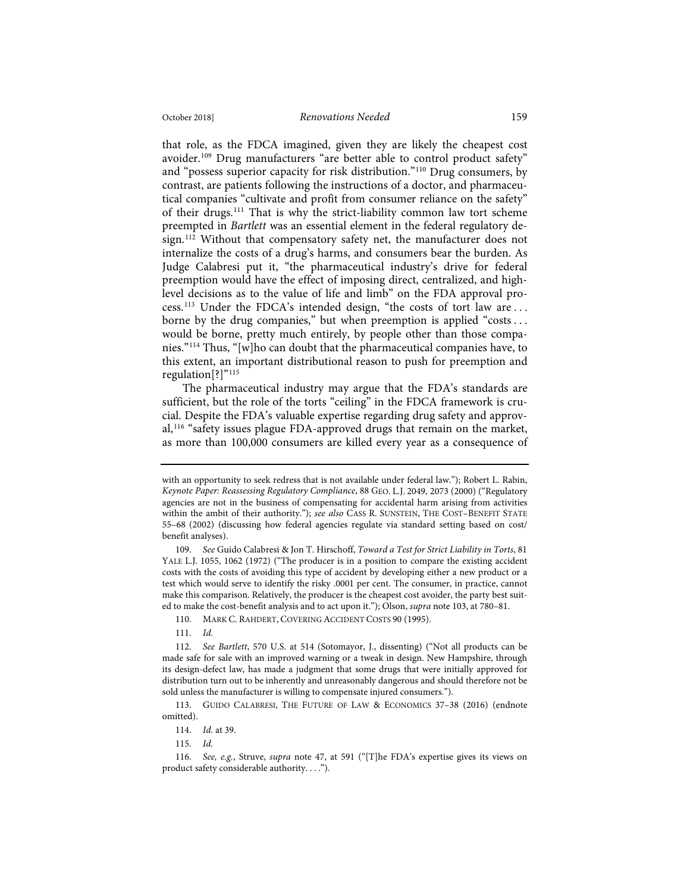that role, as the FDCA imagined, given they are likely the cheapest cost avoider.[109] Drug manufacturers "are better able to control product safety" and "possess superior capacity for risk distribution."[110] Drug consumers, by contrast, are patients following the instructions of a doctor, and pharmaceutical companies "cultivate and profit from consumer reliance on the safety" of their drugs.[111] That is why the strict-liability common law tort scheme preempted in *Bartlett* was an essential element in the federal regulatory design.[112] Without that compensatory safety net, the manufacturer does not internalize the costs of a drug's harms, and consumers bear the burden. As Judge Calabresi put it, "the pharmaceutical industry's drive for federal preemption would have the effect of imposing direct, centralized, and high-level decisions as to the value of life and limb" on the FDA approval process.[113] Under the FDCA's intended design, "the costs of tort law are . . . borne by the drug companies," but when preemption is applied "costs . . . would be borne, pretty much entirely, by people other than those companies."[114] Thus, "[w]ho can doubt that the pharmaceutical companies have, to this extent, an important distributional reason to push for preemption and regulation[?]"[115]

The pharmaceutical industry may argue that the FDA's standards are sufficient, but the role of the torts "ceiling" in the FDCA framework is crucial. Despite the FDA's valuable expertise regarding drug safety and approval,[116] "safety issues plague FDA-approved drugs that remain on the market, as more than 100,000 consumers are killed every year as a consequence of

---

with an opportunity to seek redress that is not available under federal law."); Robert L. Rabin, *Keynote Paper: Reassessing Regulatory Compliance*, 88 GEO. L.J. 2049, 2073 (2000) ("Regulatory agencies are not in the business of compensating for accidental harm arising from activities within the ambit of their authority."); *see also* CASS R. SUNSTEIN, THE COST–BENEFIT STATE 55–68 (2002) (discussing how federal agencies regulate via standard setting based on cost/benefit analyses).

109. *See* Guido Calabresi & Jon T. Hirschoff, *Toward a Test for Strict Liability in Torts*, 81 YALE L.J. 1055, 1062 (1972) ("The producer is in a position to compare the existing accident costs with the costs of avoiding this type of accident by developing either a new product or a test which would serve to identify the risky .0001 per cent. The consumer, in practice, cannot make this comparison. Relatively, the producer is the cheapest cost avoider, the party best suited to make the cost-benefit analysis and to act upon it."); Olson, *supra* note 103, at 780–81.

110. MARK C. RAHDERT, COVERING ACCIDENT COSTS 90 (1995).

111. *Id.*

112. *See Bartlett*, 570 U.S. at 514 (Sotomayor, J., dissenting) ("Not all products can be made safe for sale with an improved warning or a tweak in design. New Hampshire, through its design-defect law, has made a judgment that some drugs that were initially approved for distribution turn out to be inherently and unreasonably dangerous and should therefore not be sold unless the manufacturer is willing to compensate injured consumers.").

113. GUIDO CALABRESI, THE FUTURE OF LAW & ECONOMICS 37–38 (2016) (endnote omitted).

114. *Id.* at 39.

115. *Id.*

116. *See, e.g.*, Struve, *supra* note 47, at 591 ("[T]he FDA's expertise gives its views on product safety considerable authority. . . .").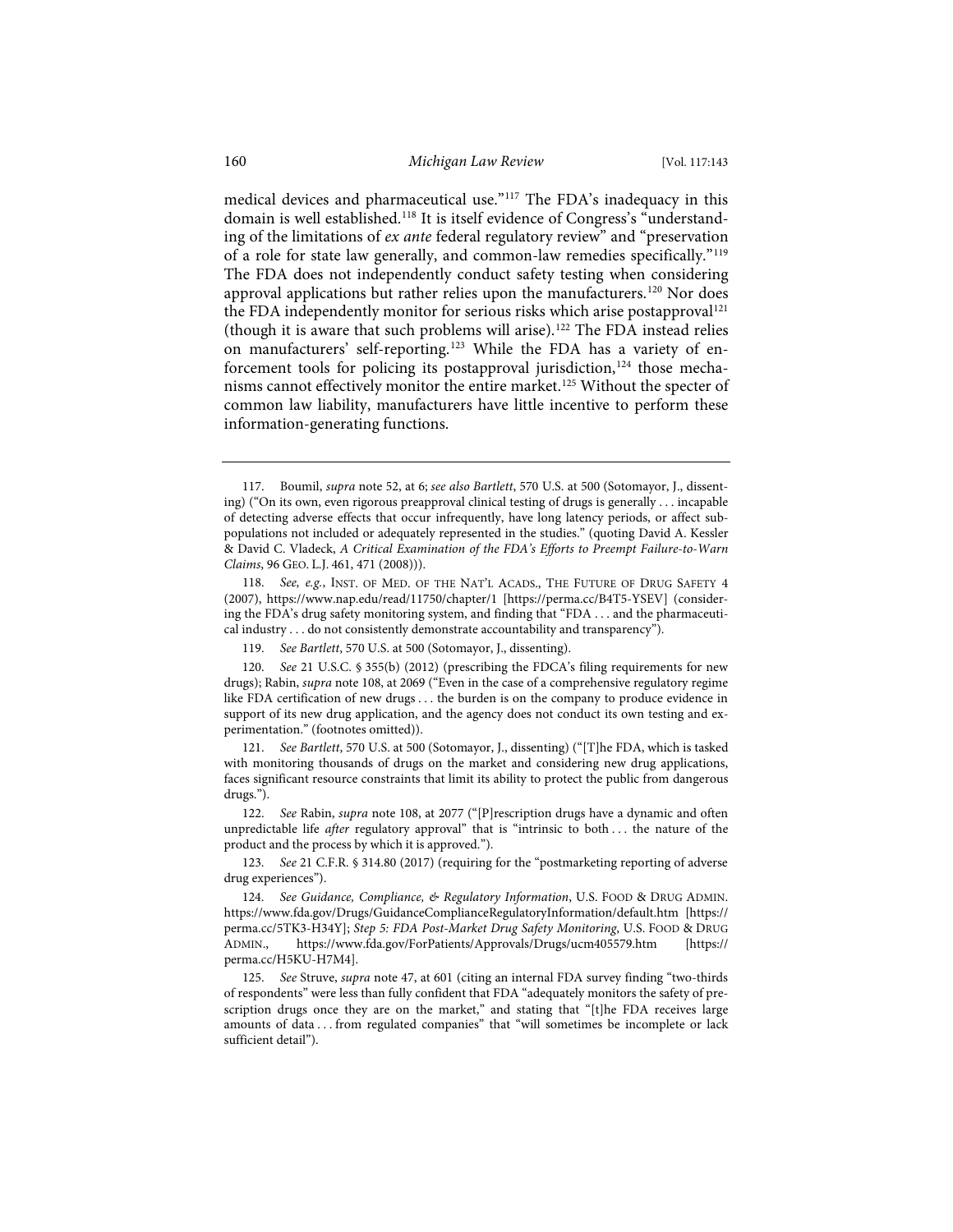medical devices and pharmaceutical use."[117] The FDA's inadequacy in this domain is well established.[118] It is itself evidence of Congress's "understanding of the limitations of *ex ante* federal regulatory review" and "preservation of a role for state law generally, and common-law remedies specifically."[119] The FDA does not independently conduct safety testing when considering approval applications but rather relies upon the manufacturers.[120] Nor does the FDA independently monitor for serious risks which arise postapproval[121] (though it is aware that such problems will arise).[122] The FDA instead relies on manufacturers' self-reporting.[123] While the FDA has a variety of enforcement tools for policing its postapproval jurisdiction,[124] those mechanisms cannot effectively monitor the entire market.[125] Without the specter of common law liability, manufacturers have little incentive to perform these information-generating functions.

---

117. Boumil, *supra* note 52, at 6; *see also Bartlett*, 570 U.S. at 500 (Sotomayor, J., dissenting) ("On its own, even rigorous preapproval clinical testing of drugs is generally . . . incapable of detecting adverse effects that occur infrequently, have long latency periods, or affect subpopulations not included or adequately represented in the studies." (quoting David A. Kessler & David C. Vladeck, *A Critical Examination of the FDA's Efforts to Preempt Failure-to-Warn Claims*, 96 GEO. L.J. 461, 471 (2008))).

118. *See, e.g.*, INST. OF MED. OF THE NAT'L ACADS., THE FUTURE OF DRUG SAFETY 4 (2007), https://www.nap.edu/read/11750/chapter/1 [https://perma.cc/B4T5-YSEV] (considering the FDA's drug safety monitoring system, and finding that "FDA . . . and the pharmaceutical industry . . . do not consistently demonstrate accountability and transparency").

119. *See Bartlett*, 570 U.S. at 500 (Sotomayor, J., dissenting).

120. *See* 21 U.S.C. § 355(b) (2012) (prescribing the FDCA's filing requirements for new drugs); Rabin, *supra* note 108, at 2069 ("Even in the case of a comprehensive regulatory regime like FDA certification of new drugs . . . the burden is on the company to produce evidence in support of its new drug application, and the agency does not conduct its own testing and experimentation." (footnotes omitted)).

121. *See Bartlett*, 570 U.S. at 500 (Sotomayor, J., dissenting) ("[T]he FDA, which is tasked with monitoring thousands of drugs on the market and considering new drug applications, faces significant resource constraints that limit its ability to protect the public from dangerous drugs.").

122. *See* Rabin, *supra* note 108, at 2077 ("[P]rescription drugs have a dynamic and often unpredictable life *after* regulatory approval" that is "intrinsic to both . . . the nature of the product and the process by which it is approved.").

123. *See* 21 C.F.R. § 314.80 (2017) (requiring for the "postmarketing reporting of adverse drug experiences").

124. *See Guidance, Compliance, & Regulatory Information*, U.S. FOOD & DRUG ADMIN. https://www.fda.gov/Drugs/GuidanceComplianceRegulatoryInformation/default.htm [https://perma.cc/5TK3-H34Y]; *Step 5: FDA Post-Market Drug Safety Monitoring*, U.S. FOOD & DRUG ADMIN., https://www.fda.gov/ForPatients/Approvals/Drugs/ucm405579.htm [https://perma.cc/H5KU-H7M4].

125. *See* Struve, *supra* note 47, at 601 (citing an internal FDA survey finding "two-thirds of respondents" were less than fully confident that FDA "adequately monitors the safety of prescription drugs once they are on the market," and stating that "[t]he FDA receives large amounts of data . . . from regulated companies" that "will sometimes be incomplete or lack sufficient detail").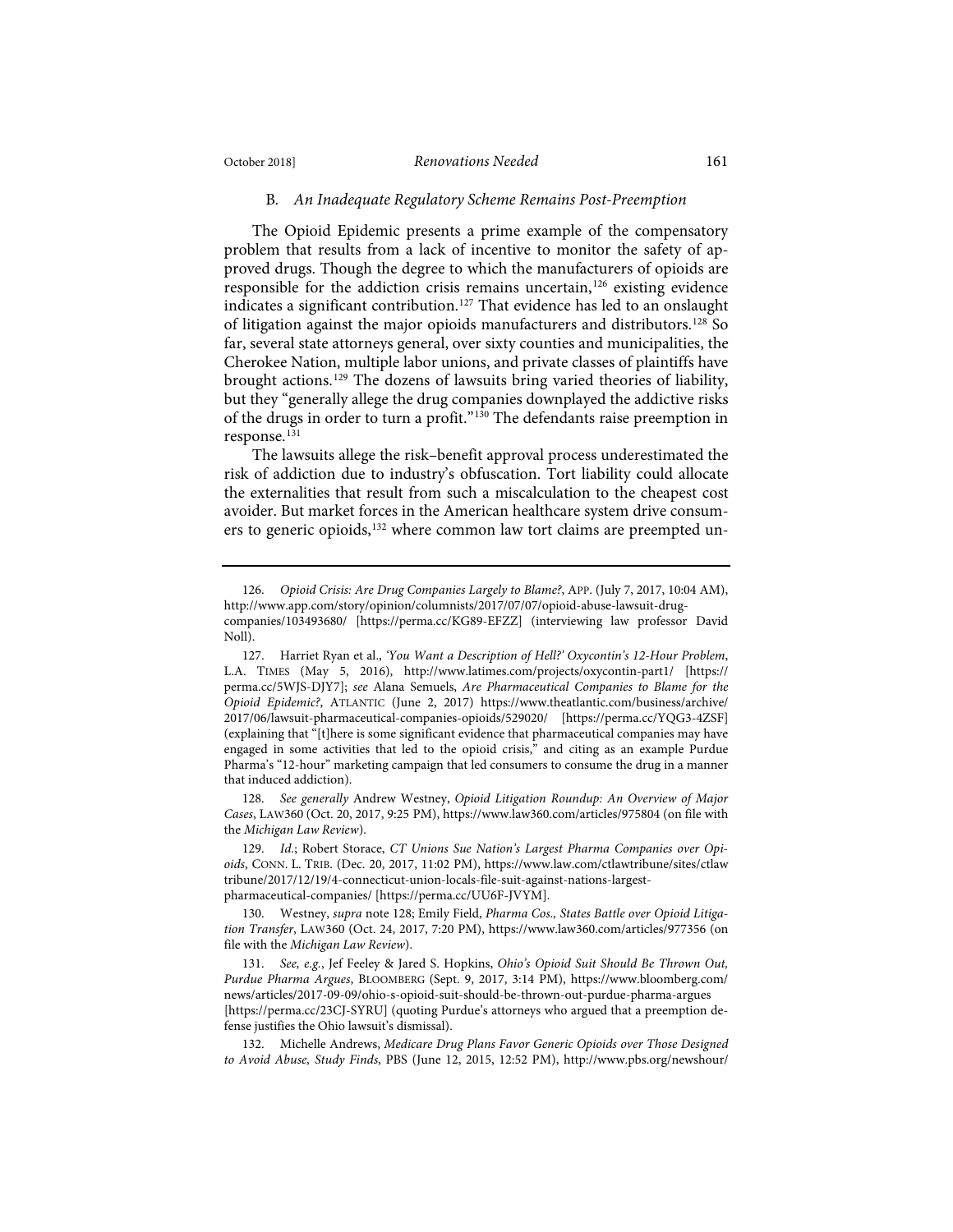### B. *An Inadequate Regulatory Scheme Remains Post-Preemption*

The Opioid Epidemic presents a prime example of the compensatory problem that results from a lack of incentive to monitor the safety of approved drugs. Though the degree to which the manufacturers of opioids are responsible for the addiction crisis remains uncertain,[126] existing evidence indicates a significant contribution.[127] That evidence has led to an onslaught of litigation against the major opioids manufacturers and distributors.[128] So far, several state attorneys general, over sixty counties and municipalities, the Cherokee Nation, multiple labor unions, and private classes of plaintiffs have brought actions.[129] The dozens of lawsuits bring varied theories of liability, but they "generally allege the drug companies downplayed the addictive risks of the drugs in order to turn a profit."[130] The defendants raise preemption in response.[131]

The lawsuits allege the risk–benefit approval process underestimated the risk of addiction due to industry's obfuscation. Tort liability could allocate the externalities that result from such a miscalculation to the cheapest cost avoider. But market forces in the American healthcare system drive consumers to generic opioids,[132] where common law tort claims are preempted un-

---

126. *Opioid Crisis: Are Drug Companies Largely to Blame?*, APP. (July 7, 2017, 10:04 AM), http://www.app.com/story/opinion/columnists/2017/07/07/opioid-abuse-lawsuit-drug-companies/103493680/ [https://perma.cc/KG89-EFZZ] (interviewing law professor David Noll).

127. Harriet Ryan et al., *'You Want a Description of Hell?' Oxycontin's 12-Hour Problem*, L.A. TIMES (May 5, 2016), http://www.latimes.com/projects/oxycontin-part1/ [https://perma.cc/5WJS-DJY7]; *see* Alana Semuels, *Are Pharmaceutical Companies to Blame for the Opioid Epidemic?*, ATLANTIC (June 2, 2017) https://www.theatlantic.com/business/archive/2017/06/lawsuit-pharmaceutical-companies-opioids/529020/ [https://perma.cc/YQG3-4ZSF] (explaining that "[t]here is some significant evidence that pharmaceutical companies may have engaged in some activities that led to the opioid crisis," and citing as an example Purdue Pharma's "12-hour" marketing campaign that led consumers to consume the drug in a manner that induced addiction).

128. *See generally* Andrew Westney, *Opioid Litigation Roundup: An Overview of Major Cases*, LAW360 (Oct. 20, 2017, 9:25 PM), https://www.law360.com/articles/975804 (on file with the *Michigan Law Review*).

129. *Id.*; Robert Storace, *CT Unions Sue Nation's Largest Pharma Companies over Opioids*, CONN. L. TRIB. (Dec. 20, 2017, 11:02 PM), https://www.law.com/ctlawtribune/sites/ctlawtribune/2017/12/19/4-connecticut-union-locals-file-suit-against-nations-largest-pharmaceutical-companies/ [https://perma.cc/UU6F-JVYM].

130. Westney, *supra* note 128; Emily Field, *Pharma Cos., States Battle over Opioid Litigation Transfer*, LAW360 (Oct. 24, 2017, 7:20 PM), https://www.law360.com/articles/977356 (on file with the *Michigan Law Review*).

131. *See, e.g.*, Jef Feeley & Jared S. Hopkins, *Ohio's Opioid Suit Should Be Thrown Out, Purdue Pharma Argues*, BLOOMBERG (Sept. 9, 2017, 3:14 PM), https://www.bloomberg.com/news/articles/2017-09-09/ohio-s-opioid-suit-should-be-thrown-out-purdue-pharma-argues [https://perma.cc/23CJ-SYRU] (quoting Purdue's attorneys who argued that a preemption defense justifies the Ohio lawsuit's dismissal).

132. Michelle Andrews, *Medicare Drug Plans Favor Generic Opioids over Those Designed to Avoid Abuse, Study Finds*, PBS (June 12, 2015, 12:52 PM), http://www.pbs.org/newshour/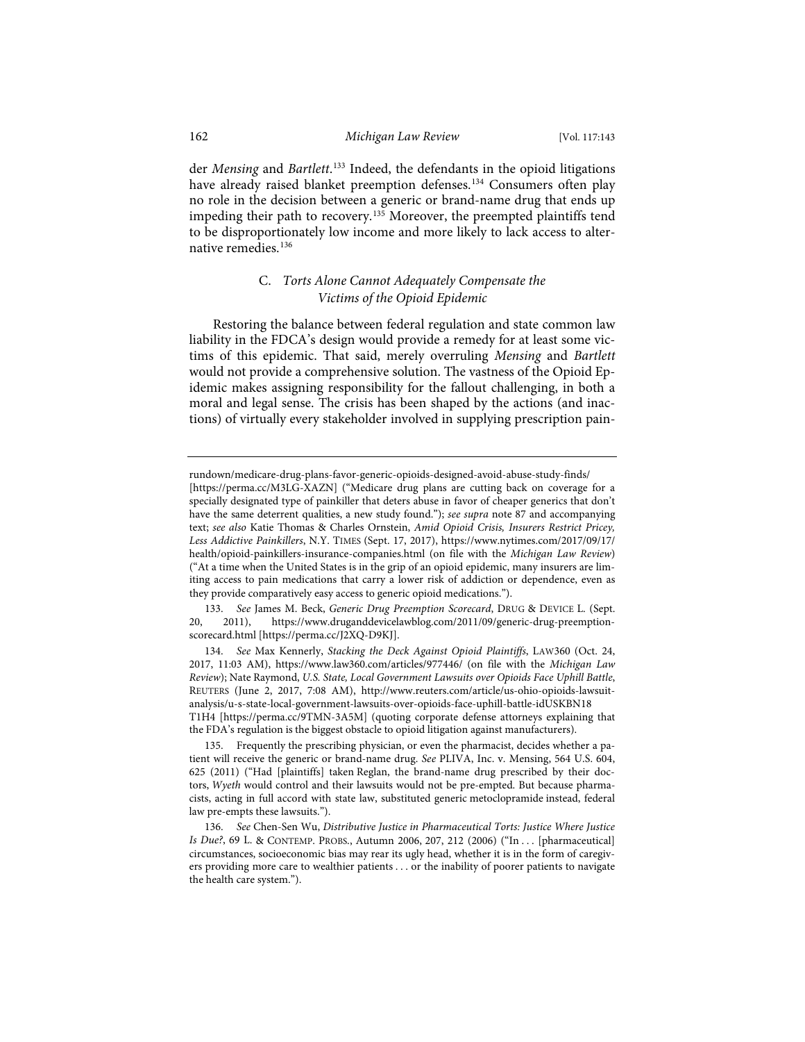der *Mensing* and *Bartlett*.[133] Indeed, the defendants in the opioid litigations have already raised blanket preemption defenses.[134] Consumers often play no role in the decision between a generic or brand-name drug that ends up impeding their path to recovery.[135] Moreover, the preempted plaintiffs tend to be disproportionately low income and more likely to lack access to alternative remedies.[136]

### C. *Torts Alone Cannot Adequately Compensate the Victims of the Opioid Epidemic*

Restoring the balance between federal regulation and state common law liability in the FDCA's design would provide a remedy for at least some victims of this epidemic. That said, merely overruling *Mensing* and *Bartlett* would not provide a comprehensive solution. The vastness of the Opioid Epidemic makes assigning responsibility for the fallout challenging, in both a moral and legal sense. The crisis has been shaped by the actions (and inactions) of virtually every stakeholder involved in supplying prescription pain-

---

rundown/medicare-drug-plans-favor-generic-opioids-designed-avoid-abuse-study-finds/ [https://perma.cc/M3LG-XAZN] ("Medicare drug plans are cutting back on coverage for a specially designated type of painkiller that deters abuse in favor of cheaper generics that don't have the same deterrent qualities, a new study found."); *see supra* note 87 and accompanying text; *see also* Katie Thomas & Charles Ornstein, *Amid Opioid Crisis, Insurers Restrict Pricey, Less Addictive Painkillers*, N.Y. TIMES (Sept. 17, 2017), https://www.nytimes.com/2017/09/17/health/opioid-painkillers-insurance-companies.html (on file with the *Michigan Law Review*) ("At a time when the United States is in the grip of an opioid epidemic, many insurers are limiting access to pain medications that carry a lower risk of addiction or dependence, even as they provide comparatively easy access to generic opioid medications.").

133. *See* James M. Beck, *Generic Drug Preemption Scorecard*, DRUG & DEVICE L. (Sept. 20, 2011), https://www.druganddevicelawblog.com/2011/09/generic-drug-preemption-scorecard.html [https://perma.cc/J2XQ-D9KJ].

134. *See* Max Kennerly, *Stacking the Deck Against Opioid Plaintiffs*, LAW360 (Oct. 24, 2017, 11:03 AM), https://www.law360.com/articles/977446/ (on file with the *Michigan Law Review*); Nate Raymond, *U.S. State, Local Government Lawsuits over Opioids Face Uphill Battle*, REUTERS (June 2, 2017, 7:08 AM), http://www.reuters.com/article/us-ohio-opioids-lawsuit-analysis/u-s-state-local-government-lawsuits-over-opioids-face-uphill-battle-idUSKBN18T1H4 [https://perma.cc/9TMN-3A5M] (quoting corporate defense attorneys explaining that the FDA's regulation is the biggest obstacle to opioid litigation against manufacturers).

135. Frequently the prescribing physician, or even the pharmacist, decides whether a patient will receive the generic or brand-name drug. *See* PLIVA, Inc. v. Mensing, 564 U.S. 604, 625 (2011) ("Had [plaintiffs] taken Reglan, the brand-name drug prescribed by their doctors, *Wyeth* would control and their lawsuits would not be pre-empted. But because pharmacists, acting in full accord with state law, substituted generic metoclopramide instead, federal law pre-empts these lawsuits.").

136. *See* Chen-Sen Wu, *Distributive Justice in Pharmaceutical Torts: Justice Where Justice Is Due?*, 69 L. & CONTEMP. PROBS., Autumn 2006, 207, 212 (2006) ("In . . . [pharmaceutical] circumstances, socioeconomic bias may rear its ugly head, whether it is in the form of caregivers providing more care to wealthier patients . . . or the inability of poorer patients to navigate the health care system.").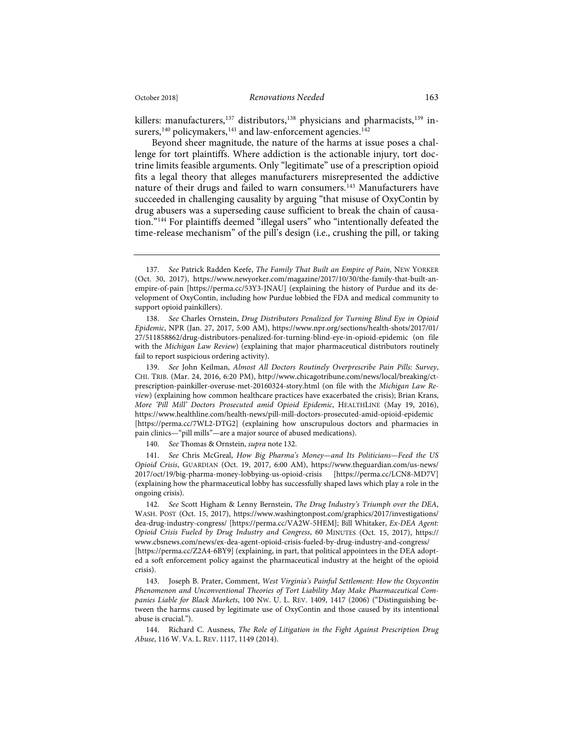killers: manufacturers,[137] distributors,[138] physicians and pharmacists,[139] insurers,[140] policymakers,[141] and law-enforcement agencies.[142]

Beyond sheer magnitude, the nature of the harms at issue poses a challenge for tort plaintiffs. Where addiction is the actionable injury, tort doctrine limits feasible arguments. Only "legitimate" use of a prescription opioid fits a legal theory that alleges manufacturers misrepresented the addictive nature of their drugs and failed to warn consumers.[143] Manufacturers have succeeded in challenging causality by arguing "that misuse of OxyContin by drug abusers was a superseding cause sufficient to break the chain of causation."[144] For plaintiffs deemed "illegal users" who "intentionally defeated the time-release mechanism" of the pill's design (i.e., crushing the pill, or taking

---

137. *See* Patrick Radden Keefe, *The Family That Built an Empire of Pain*, NEW YORKER (Oct. 30, 2017), https://www.newyorker.com/magazine/2017/10/30/the-family-that-built-an-empire-of-pain [https://perma.cc/53Y3-JNAU] (explaining the history of Purdue and its development of OxyContin, including how Purdue lobbied the FDA and medical community to support opioid painkillers).

138. *See* Charles Ornstein, *Drug Distributors Penalized for Turning Blind Eye in Opioid Epidemic*, NPR (Jan. 27, 2017, 5:00 AM), https://www.npr.org/sections/health-shots/2017/01/27/511858862/drug-distributors-penalized-for-turning-blind-eye-in-opioid-epidemic (on file with the *Michigan Law Review*) (explaining that major pharmaceutical distributors routinely fail to report suspicious ordering activity).

139. *See* John Keilman, *Almost All Doctors Routinely Overprescribe Pain Pills: Survey*, CHI. TRIB. (Mar. 24, 2016, 6:20 PM), http://www.chicagotribune.com/news/local/breaking/ct-prescription-painkiller-overuse-met-20160324-story.html (on file with the *Michigan Law Review*) (explaining how common healthcare practices have exacerbated the crisis); Brian Krans, *More 'Pill Mill' Doctors Prosecuted amid Opioid Epidemic*, HEALTHLINE (May 19, 2016), https://www.healthline.com/health-news/pill-mill-doctors-prosecuted-amid-opioid-epidemic [https://perma.cc/7WL2-DTG2] (explaining how unscrupulous doctors and pharmacies in pain clinics—"pill mills"—are a major source of abused medications).

140. *See* Thomas & Ornstein, *supra* note 132.

141. *See* Chris McGreal, *How Big Pharma's Money—and Its Politicians—Feed the US Opioid Crisis*, GUARDIAN (Oct. 19, 2017, 6:00 AM), https://www.theguardian.com/us-news/2017/oct/19/big-pharma-money-lobbying-us-opioid-crisis [https://perma.cc/LCN8-MD7V] (explaining how the pharmaceutical lobby has successfully shaped laws which play a role in the ongoing crisis).

142. *See* Scott Higham & Lenny Bernstein, *The Drug Industry's Triumph over the DEA*, WASH. POST (Oct. 15, 2017), https://www.washingtonpost.com/graphics/2017/investigations/dea-drug-industry-congress/ [https://perma.cc/VA2W-5HEM]; Bill Whitaker, *Ex-DEA Agent: Opioid Crisis Fueled by Drug Industry and Congress*, 60 MINUTES (Oct. 15, 2017), https://www.cbsnews.com/news/ex-dea-agent-opioid-crisis-fueled-by-drug-industry-and-congress/ [https://perma.cc/Z2A4-6BY9] (explaining, in part, that political appointees in the DEA adopted a soft enforcement policy against the pharmaceutical industry at the height of the opioid crisis).

143. Joseph B. Prater, Comment, *West Virginia's Painful Settlement: How the Oxycontin Phenomenon and Unconventional Theories of Tort Liability May Make Pharmaceutical Companies Liable for Black Markets*, 100 NW. U. L. REV. 1409, 1417 (2006) ("Distinguishing between the harms caused by legitimate use of OxyContin and those caused by its intentional abuse is crucial.").

144. Richard C. Ausness, *The Role of Litigation in the Fight Against Prescription Drug Abuse*, 116 W. VA. L. REV. 1117, 1149 (2014).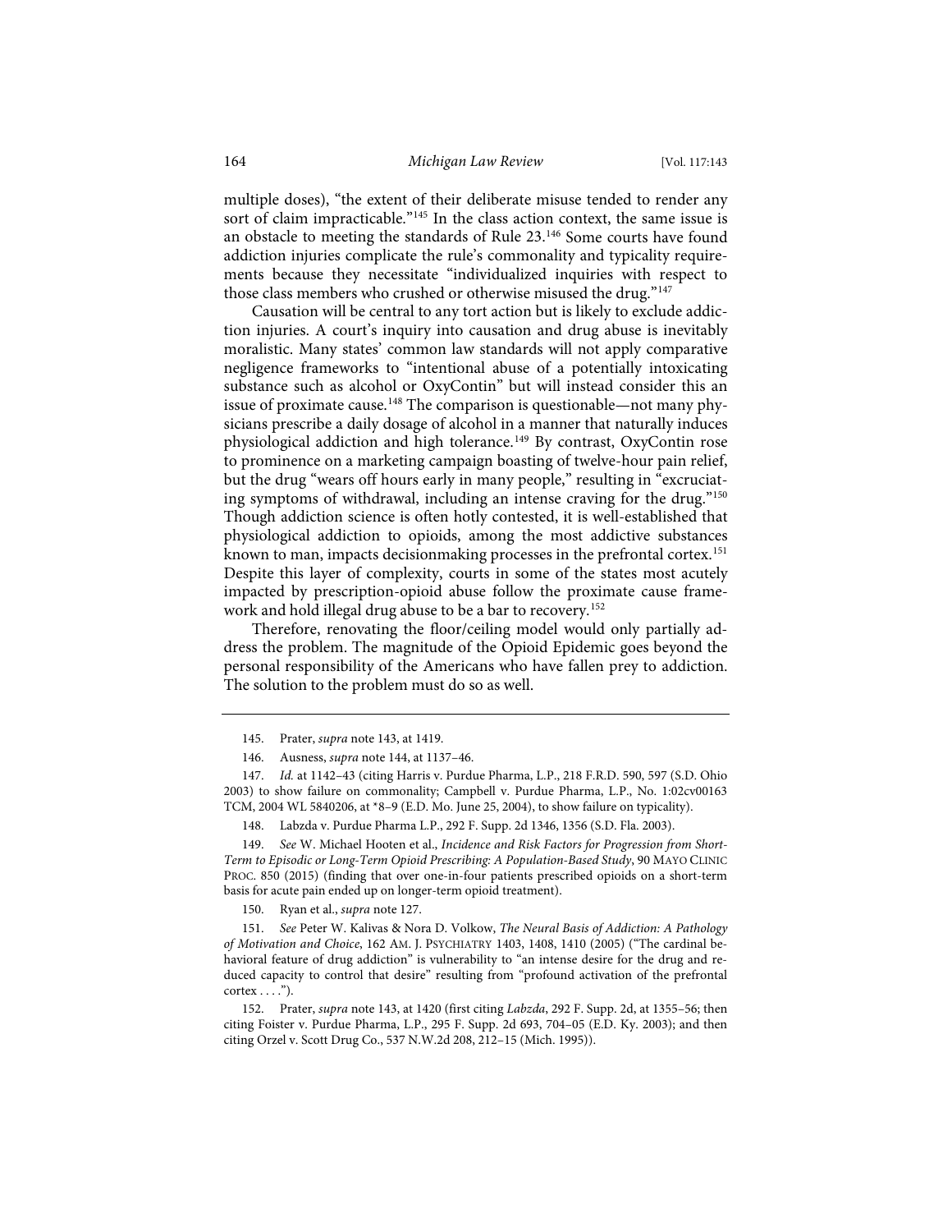multiple doses), "the extent of their deliberate misuse tended to render any sort of claim impracticable."[145] In the class action context, the same issue is an obstacle to meeting the standards of Rule 23.[146] Some courts have found addiction injuries complicate the rule's commonality and typicality requirements because they necessitate "individualized inquiries with respect to those class members who crushed or otherwise misused the drug."[147]

Causation will be central to any tort action but is likely to exclude addiction injuries. A court's inquiry into causation and drug abuse is inevitably moralistic. Many states' common law standards will not apply comparative negligence frameworks to "intentional abuse of a potentially intoxicating substance such as alcohol or OxyContin" but will instead consider this an issue of proximate cause.[148] The comparison is questionable—not many physicians prescribe a daily dosage of alcohol in a manner that naturally induces physiological addiction and high tolerance.[149] By contrast, OxyContin rose to prominence on a marketing campaign boasting of twelve-hour pain relief, but the drug "wears off hours early in many people," resulting in "excruciating symptoms of withdrawal, including an intense craving for the drug."[150] Though addiction science is often hotly contested, it is well-established that physiological addiction to opioids, among the most addictive substances known to man, impacts decisionmaking processes in the prefrontal cortex.[151] Despite this layer of complexity, courts in some of the states most acutely impacted by prescription-opioid abuse follow the proximate cause framework and hold illegal drug abuse to be a bar to recovery.[152]

Therefore, renovating the floor/ceiling model would only partially address the problem. The magnitude of the Opioid Epidemic goes beyond the personal responsibility of the Americans who have fallen prey to addiction. The solution to the problem must do so as well.

---

145. Prater, *supra* note 143, at 1419.

146. Ausness, *supra* note 144, at 1137–46.

147. *Id.* at 1142–43 (citing Harris v. Purdue Pharma, L.P., 218 F.R.D. 590, 597 (S.D. Ohio 2003) to show failure on commonality; Campbell v. Purdue Pharma, L.P., No. 1:02cv00163 TCM, 2004 WL 5840206, at *8–9 (E.D. Mo. June 25, 2004), to show failure on typicality).

148. Labzda v. Purdue Pharma L.P., 292 F. Supp. 2d 1346, 1356 (S.D. Fla. 2003).

149. *See* W. Michael Hooten et al., *Incidence and Risk Factors for Progression from Short-Term to Episodic or Long-Term Opioid Prescribing: A Population-Based Study*, 90 MAYO CLINIC PROC. 850 (2015) (finding that over one-in-four patients prescribed opioids on a short-term basis for acute pain ended up on longer-term opioid treatment).

150. Ryan et al., *supra* note 127.

151. *See* Peter W. Kalivas & Nora D. Volkow, *The Neural Basis of Addiction: A Pathology of Motivation and Choice*, 162 AM. J. PSYCHIATRY 1403, 1408, 1410 (2005) ("The cardinal behavioral feature of drug addiction" is vulnerability to "an intense desire for the drug and reduced capacity to control that desire" resulting from "profound activation of the prefrontal cortex . . . .").

152. Prater, *supra* note 143, at 1420 (first citing *Labzda*, 292 F. Supp. 2d, at 1355–56; then citing Foister v. Purdue Pharma, L.P., 295 F. Supp. 2d 693, 704–05 (E.D. Ky. 2003); and then citing Orzel v. Scott Drug Co., 537 N.W.2d 208, 212–15 (Mich. 1995)).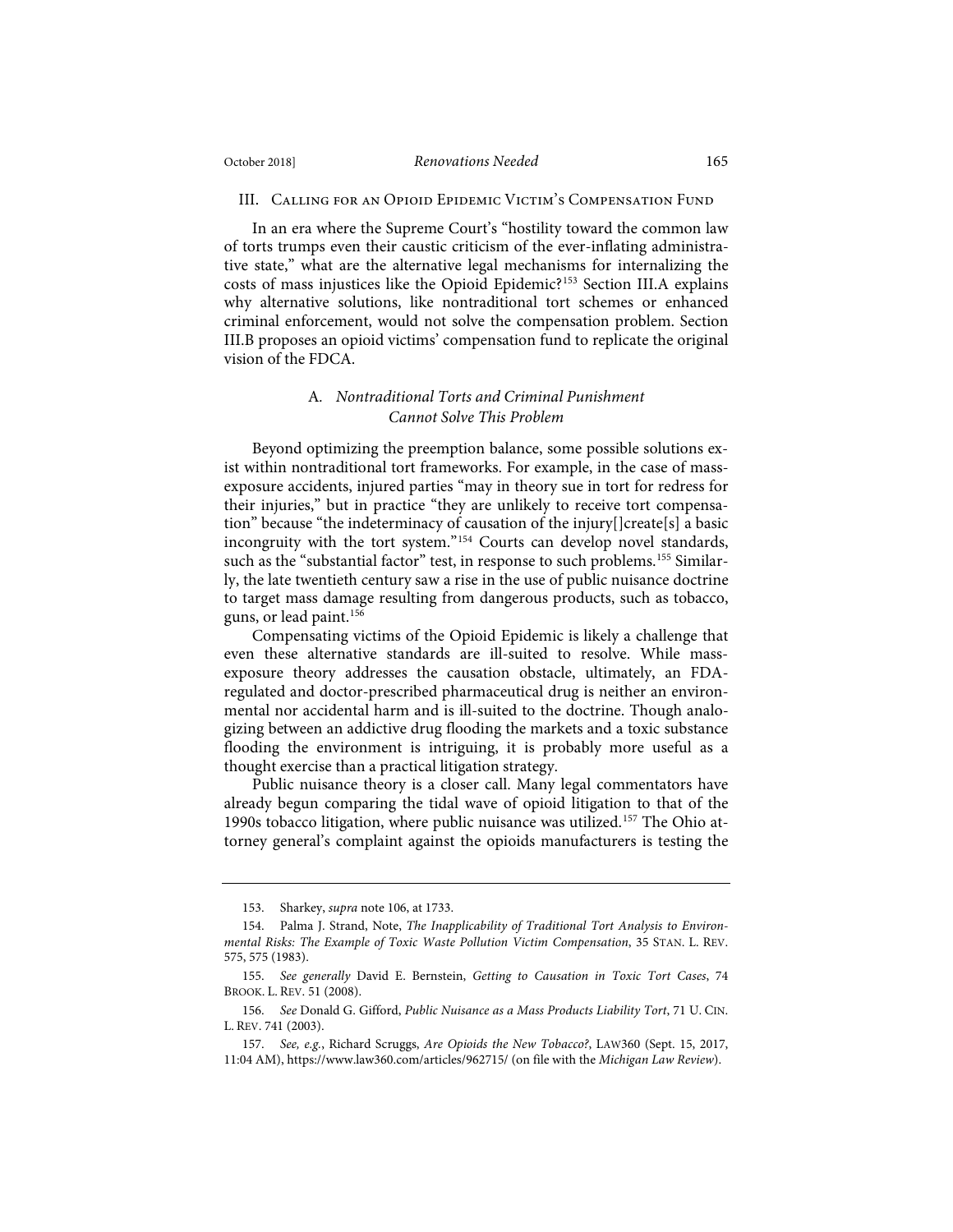## III. Calling for an Opioid Epidemic Victim's Compensation Fund

In an era where the Supreme Court's "hostility toward the common law of torts trumps even their caustic criticism of the ever-inflating administrative state," what are the alternative legal mechanisms for internalizing the costs of mass injustices like the Opioid Epidemic?[153] Section III.A explains why alternative solutions, like nontraditional tort schemes or enhanced criminal enforcement, would not solve the compensation problem. Section III.B proposes an opioid victims' compensation fund to replicate the original vision of the FDCA.

### A. *Nontraditional Torts and Criminal Punishment Cannot Solve This Problem*

Beyond optimizing the preemption balance, some possible solutions exist within nontraditional tort frameworks. For example, in the case of mass-exposure accidents, injured parties "may in theory sue in tort for redress for their injuries," but in practice "they are unlikely to receive tort compensation" because "the indeterminacy of causation of the injury[]create[s] a basic incongruity with the tort system."[154] Courts can develop novel standards, such as the "substantial factor" test, in response to such problems.[155] Similarly, the late twentieth century saw a rise in the use of public nuisance doctrine to target mass damage resulting from dangerous products, such as tobacco, guns, or lead paint.[156]

Compensating victims of the Opioid Epidemic is likely a challenge that even these alternative standards are ill-suited to resolve. While mass-exposure theory addresses the causation obstacle, ultimately, an FDA-regulated and doctor-prescribed pharmaceutical drug is neither an environmental nor accidental harm and is ill-suited to the doctrine. Though analogizing between an addictive drug flooding the markets and a toxic substance flooding the environment is intriguing, it is probably more useful as a thought exercise than a practical litigation strategy.

Public nuisance theory is a closer call. Many legal commentators have already begun comparing the tidal wave of opioid litigation to that of the 1990s tobacco litigation, where public nuisance was utilized.[157] The Ohio attorney general's complaint against the opioids manufacturers is testing the

---

153. Sharkey, *supra* note 106, at 1733.

154. Palma J. Strand, Note, *The Inapplicability of Traditional Tort Analysis to Environmental Risks: The Example of Toxic Waste Pollution Victim Compensation*, 35 STAN. L. REV. 575, 575 (1983).

155. *See generally* David E. Bernstein, *Getting to Causation in Toxic Tort Cases*, 74 BROOK. L. REV. 51 (2008).

156. *See* Donald G. Gifford, *Public Nuisance as a Mass Products Liability Tort*, 71 U. CIN. L. REV. 741 (2003).

157. *See, e.g.*, Richard Scruggs, *Are Opioids the New Tobacco?*, LAW360 (Sept. 15, 2017, 11:04 AM), https://www.law360.com/articles/962715/ (on file with the *Michigan Law Review*).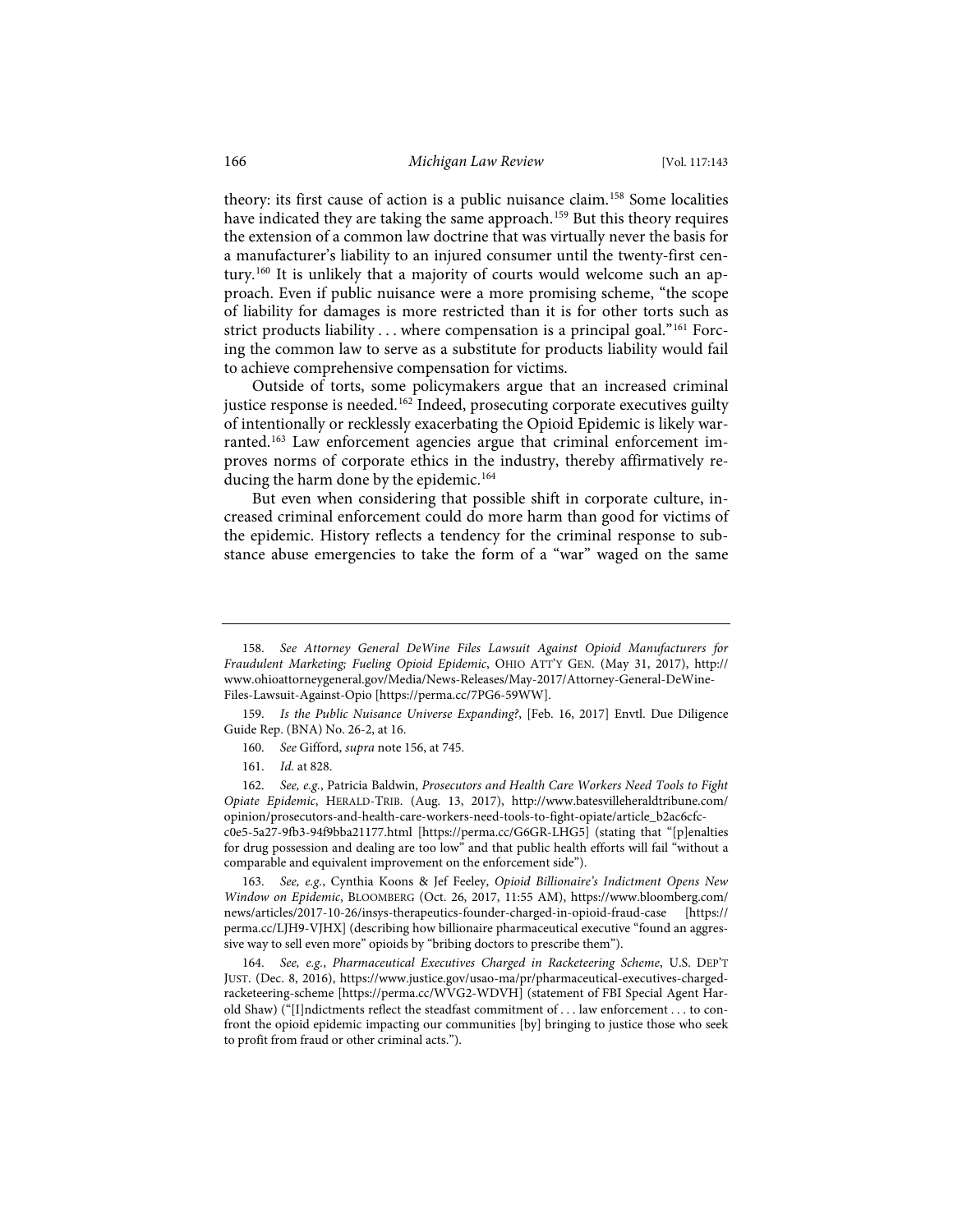theory: its first cause of action is a public nuisance claim.[158] Some localities have indicated they are taking the same approach.[159] But this theory requires the extension of a common law doctrine that was virtually never the basis for a manufacturer's liability to an injured consumer until the twenty-first century.[160] It is unlikely that a majority of courts would welcome such an approach. Even if public nuisance were a more promising scheme, "the scope of liability for damages is more restricted than it is for other torts such as strict products liability . . . where compensation is a principal goal."[161] Forcing the common law to serve as a substitute for products liability would fail to achieve comprehensive compensation for victims.

Outside of torts, some policymakers argue that an increased criminal justice response is needed.[162] Indeed, prosecuting corporate executives guilty of intentionally or recklessly exacerbating the Opioid Epidemic is likely warranted.[163] Law enforcement agencies argue that criminal enforcement improves norms of corporate ethics in the industry, thereby affirmatively reducing the harm done by the epidemic.[164]

But even when considering that possible shift in corporate culture, increased criminal enforcement could do more harm than good for victims of the epidemic. History reflects a tendency for the criminal response to substance abuse emergencies to take the form of a "war" waged on the same

---

158. *See Attorney General DeWine Files Lawsuit Against Opioid Manufacturers for Fraudulent Marketing; Fueling Opioid Epidemic*, OHIO ATT'Y GEN. (May 31, 2017), http://www.ohioattorneygeneral.gov/Media/News-Releases/May-2017/Attorney-General-DeWine-Files-Lawsuit-Against-Opio [https://perma.cc/7PG6-59WW].

159. *Is the Public Nuisance Universe Expanding?*, [Feb. 16, 2017] Envtl. Due Diligence Guide Rep. (BNA) No. 26-2, at 16.

160. *See* Gifford, *supra* note 156, at 745.

161. *Id.* at 828.

162. *See, e.g.*, Patricia Baldwin, *Prosecutors and Health Care Workers Need Tools to Fight Opiate Epidemic*, HERALD-TRIB. (Aug. 13, 2017), http://www.batesvilleheraldtribune.com/opinion/prosecutors-and-health-care-workers-need-tools-to-fight-opiate/article_b2ac6cfc-c0e5-5a27-9fb3-94f9bba21177.html [https://perma.cc/G6GR-LHG5] (stating that "[p]enalties for drug possession and dealing are too low" and that public health efforts will fail "without a comparable and equivalent improvement on the enforcement side").

163. *See, e.g.*, Cynthia Koons & Jef Feeley, *Opioid Billionaire's Indictment Opens New Window on Epidemic*, BLOOMBERG (Oct. 26, 2017, 11:55 AM), https://www.bloomberg.com/news/articles/2017-10-26/insys-therapeutics-founder-charged-in-opioid-fraud-case [https://perma.cc/LJH9-VJHX] (describing how billionaire pharmaceutical executive "found an aggressive way to sell even more" opioids by "bribing doctors to prescribe them").

164. *See, e.g.*, *Pharmaceutical Executives Charged in Racketeering Scheme*, U.S. DEP'T JUST. (Dec. 8, 2016), https://www.justice.gov/usao-ma/pr/pharmaceutical-executives-charged-racketeering-scheme [https://perma.cc/WVG2-WDVH] (statement of FBI Special Agent Harold Shaw) ("[I]ndictments reflect the steadfast commitment of . . . law enforcement . . . to confront the opioid epidemic impacting our communities [by] bringing to justice those who seek to profit from fraud or other criminal acts.").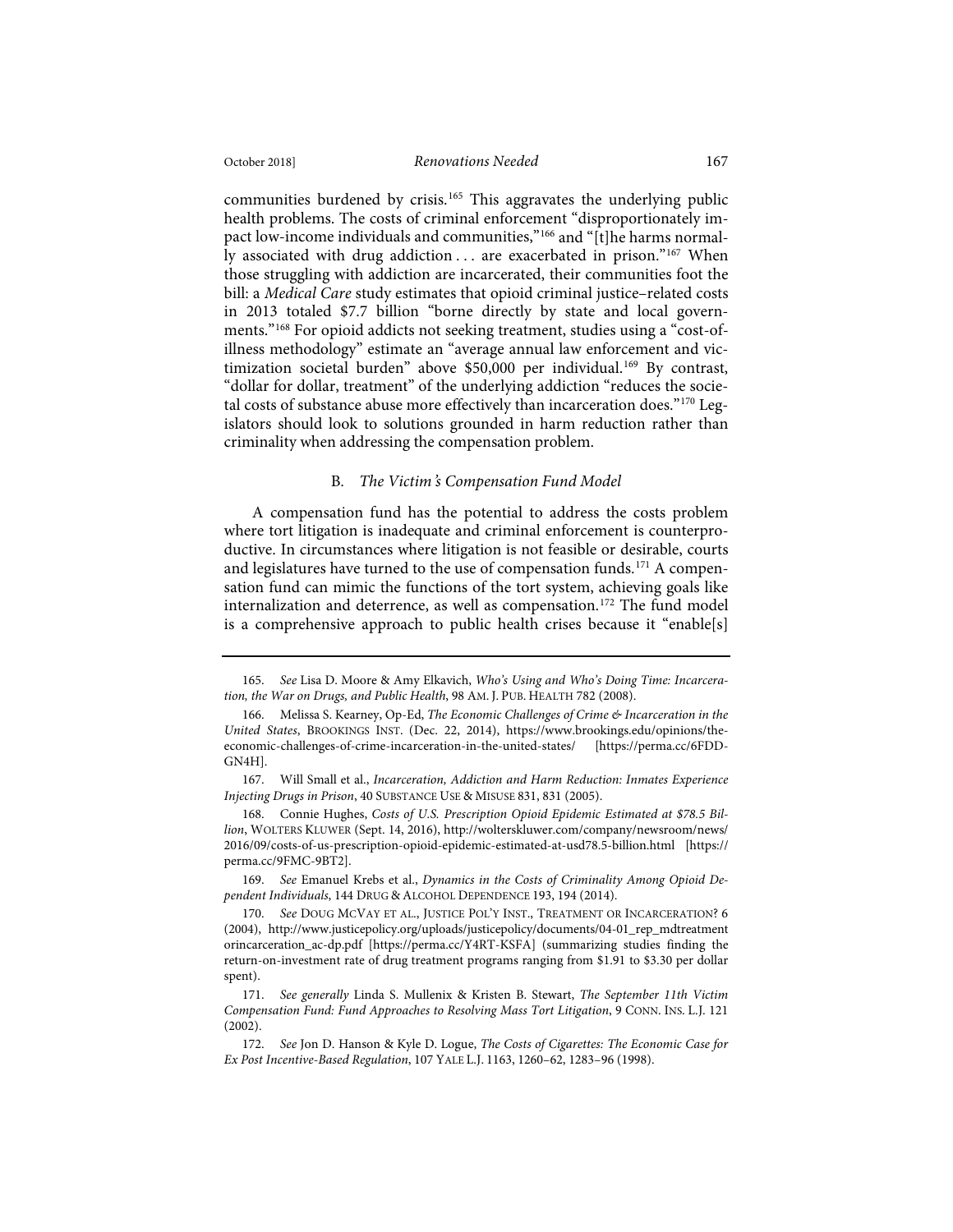communities burdened by crisis.[165] This aggravates the underlying public health problems. The costs of criminal enforcement "disproportionately impact low-income individuals and communities,"[166] and "[t]he harms normally associated with drug addiction . . . are exacerbated in prison."[167] When those struggling with addiction are incarcerated, their communities foot the bill: a *Medical Care* study estimates that opioid criminal justice–related costs in 2013 totaled $7.7 billion "borne directly by state and local governments."[168] For opioid addicts not seeking treatment, studies using a "cost-of-illness methodology" estimate an "average annual law enforcement and victimization societal burden" above $50,000 per individual.[169] By contrast, "dollar for dollar, treatment" of the underlying addiction "reduces the societal costs of substance abuse more effectively than incarceration does."[170] Legislators should look to solutions grounded in harm reduction rather than criminality when addressing the compensation problem.

### B. *The Victim's Compensation Fund Model*

A compensation fund has the potential to address the costs problem where tort litigation is inadequate and criminal enforcement is counterproductive. In circumstances where litigation is not feasible or desirable, courts and legislatures have turned to the use of compensation funds.[171] A compensation fund can mimic the functions of the tort system, achieving goals like internalization and deterrence, as well as compensation.[172] The fund model is a comprehensive approach to public health crises because it "enable[s]

---

165. *See* Lisa D. Moore & Amy Elkavich, *Who's Using and Who's Doing Time: Incarceration, the War on Drugs, and Public Health*, 98 AM. J. PUB. HEALTH 782 (2008).

166. Melissa S. Kearney, Op-Ed, *The Economic Challenges of Crime & Incarceration in the United States*, BROOKINGS INST. (Dec. 22, 2014), https://www.brookings.edu/opinions/the-economic-challenges-of-crime-incarceration-in-the-united-states/ [https://perma.cc/6FDD-GN4H].

167. Will Small et al., *Incarceration, Addiction and Harm Reduction: Inmates Experience Injecting Drugs in Prison*, 40 SUBSTANCE USE & MISUSE 831, 831 (2005).

168. Connie Hughes, *Costs of U.S. Prescription Opioid Epidemic Estimated at $78.5 Billion*, WOLTERS KLUWER (Sept. 14, 2016), http://wolterskluwer.com/company/newsroom/news/2016/09/costs-of-us-prescription-opioid-epidemic-estimated-at-usd78.5-billion.html [https://perma.cc/9FMC-9BT2].

169. *See* Emanuel Krebs et al., *Dynamics in the Costs of Criminality Among Opioid Dependent Individuals*, 144 DRUG & ALCOHOL DEPENDENCE 193, 194 (2014).

170. *See* DOUG MCVAY ET AL., JUSTICE POL'Y INST., TREATMENT OR INCARCERATION? 6 (2004), http://www.justicepolicy.org/uploads/justicepolicy/documents/04-01_rep_mdtreatment orincarceration_ac-dp.pdf [https://perma.cc/Y4RT-KSFA] (summarizing studies finding the return-on-investment rate of drug treatment programs ranging from $1.91 to $3.30 per dollar spent).

171. *See generally* Linda S. Mullenix & Kristen B. Stewart, *The September 11th Victim Compensation Fund: Fund Approaches to Resolving Mass Tort Litigation*, 9 CONN. INS. L.J. 121 (2002).

172. *See* Jon D. Hanson & Kyle D. Logue, *The Costs of Cigarettes: The Economic Case for Ex Post Incentive-Based Regulation*, 107 YALE L.J. 1163, 1260–62, 1283–96 (1998).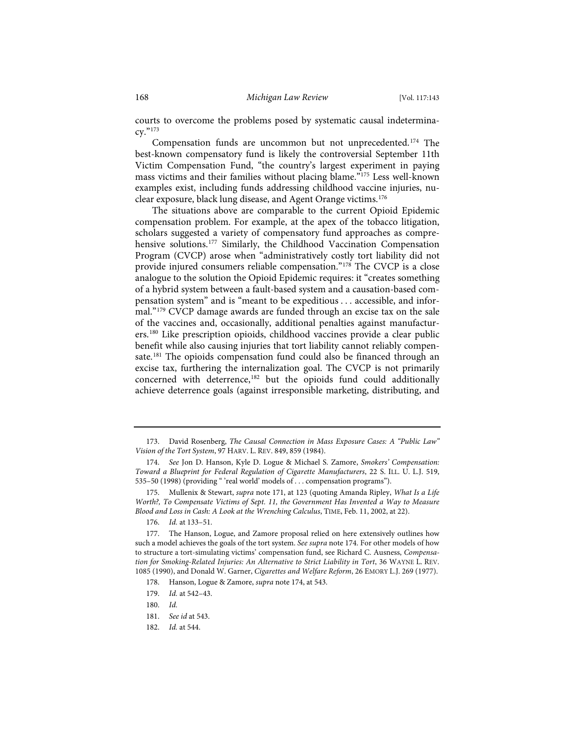courts to overcome the problems posed by systematic causal indeterminacy."[173]

Compensation funds are uncommon but not unprecedented.[174] The best-known compensatory fund is likely the controversial September 11th Victim Compensation Fund, "the country's largest experiment in paying mass victims and their families without placing blame."[175] Less well-known examples exist, including funds addressing childhood vaccine injuries, nuclear exposure, black lung disease, and Agent Orange victims.[176]

The situations above are comparable to the current Opioid Epidemic compensation problem. For example, at the apex of the tobacco litigation, scholars suggested a variety of compensatory fund approaches as comprehensive solutions.[177] Similarly, the Childhood Vaccination Compensation Program (CVCP) arose when "administratively costly tort liability did not provide injured consumers reliable compensation."[178] The CVCP is a close analogue to the solution the Opioid Epidemic requires: it "creates something of a hybrid system between a fault-based system and a causation-based compensation system" and is "meant to be expeditious . . . accessible, and informal."[179] CVCP damage awards are funded through an excise tax on the sale of the vaccines and, occasionally, additional penalties against manufacturers.[180] Like prescription opioids, childhood vaccines provide a clear public benefit while also causing injuries that tort liability cannot reliably compensate.[181] The opioids compensation fund could also be financed through an excise tax, furthering the internalization goal. The CVCP is not primarily concerned with deterrence,[182] but the opioids fund could additionally achieve deterrence goals (against irresponsible marketing, distributing, and

---

173. David Rosenberg, *The Causal Connection in Mass Exposure Cases: A "Public Law" Vision of the Tort System*, 97 HARV. L. REV. 849, 859 (1984).

174. *See* Jon D. Hanson, Kyle D. Logue & Michael S. Zamore, *Smokers' Compensation: Toward a Blueprint for Federal Regulation of Cigarette Manufacturers*, 22 S. ILL. U. L.J. 519, 535–50 (1998) (providing " 'real world' models of . . . compensation programs").

175. Mullenix & Stewart, *supra* note 171, at 123 (quoting Amanda Ripley, *What Is a Life Worth?, To Compensate Victims of Sept. 11, the Government Has Invented a Way to Measure Blood and Loss in Cash: A Look at the Wrenching Calculus*, TIME, Feb. 11, 2002, at 22).

176. *Id.* at 133–51.

177. The Hanson, Logue, and Zamore proposal relied on here extensively outlines how such a model achieves the goals of the tort system. *See supra* note 174. For other models of how to structure a tort-simulating victims' compensation fund, see Richard C. Ausness, *Compensation for Smoking-Related Injuries: An Alternative to Strict Liability in Tort*, 36 WAYNE L. REV. 1085 (1990), and Donald W. Garner, *Cigarettes and Welfare Reform*, 26 EMORY L.J. 269 (1977).

178. Hanson, Logue & Zamore, *supra* note 174, at 543.

179. *Id.* at 542–43.

180. *Id.*

181. *See id* at 543.

182. *Id.* at 544.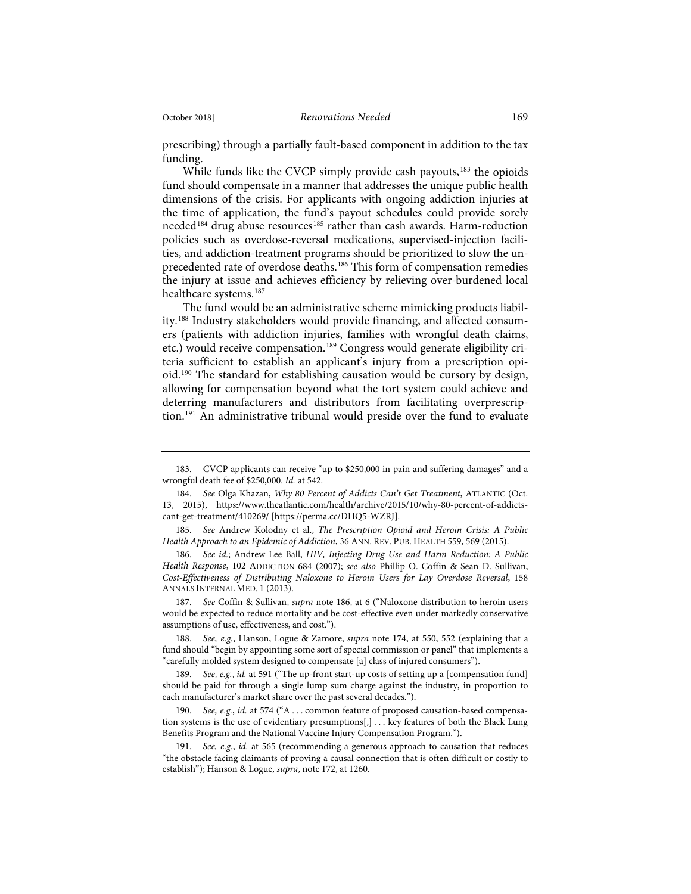prescribing) through a partially fault-based component in addition to the tax funding.

While funds like the CVCP simply provide cash payouts,[183] the opioids fund should compensate in a manner that addresses the unique public health dimensions of the crisis. For applicants with ongoing addiction injuries at the time of application, the fund's payout schedules could provide sorely needed[184] drug abuse resources[185] rather than cash awards. Harm-reduction policies such as overdose-reversal medications, supervised-injection facilities, and addiction-treatment programs should be prioritized to slow the unprecedented rate of overdose deaths.[186] This form of compensation remedies the injury at issue and achieves efficiency by relieving over-burdened local healthcare systems.[187]

The fund would be an administrative scheme mimicking products liability.[188] Industry stakeholders would provide financing, and affected consumers (patients with addiction injuries, families with wrongful death claims, etc.) would receive compensation.[189] Congress would generate eligibility criteria sufficient to establish an applicant's injury from a prescription opioid.[190] The standard for establishing causation would be cursory by design, allowing for compensation beyond what the tort system could achieve and deterring manufacturers and distributors from facilitating overprescription.[191] An administrative tribunal would preside over the fund to evaluate

---

183. CVCP applicants can receive "up to $250,000 in pain and suffering damages" and a wrongful death fee of $250,000. *Id.* at 542.

184. *See* Olga Khazan, *Why 80 Percent of Addicts Can't Get Treatment*, ATLANTIC (Oct. 13, 2015), https://www.theatlantic.com/health/archive/2015/10/why-80-percent-of-addicts-cant-get-treatment/410269/ [https://perma.cc/DHQ5-WZRJ].

185. *See* Andrew Kolodny et al., *The Prescription Opioid and Heroin Crisis: A Public Health Approach to an Epidemic of Addiction*, 36 ANN. REV. PUB. HEALTH 559, 569 (2015).

186. *See id.*; Andrew Lee Ball, *HIV, Injecting Drug Use and Harm Reduction: A Public Health Response*, 102 ADDICTION 684 (2007); *see also* Phillip O. Coffin & Sean D. Sullivan, *Cost-Effectiveness of Distributing Naloxone to Heroin Users for Lay Overdose Reversal*, 158 ANNALS INTERNAL MED. 1 (2013).

187. *See* Coffin & Sullivan, *supra* note 186, at 6 ("Naloxone distribution to heroin users would be expected to reduce mortality and be cost-effective even under markedly conservative assumptions of use, effectiveness, and cost.").

188. *See, e.g.*, Hanson, Logue & Zamore, *supra* note 174, at 550, 552 (explaining that a fund should "begin by appointing some sort of special commission or panel" that implements a "carefully molded system designed to compensate [a] class of injured consumers").

189. *See, e.g.*, *id.* at 591 ("The up-front start-up costs of setting up a [compensation fund] should be paid for through a single lump sum charge against the industry, in proportion to each manufacturer's market share over the past several decades.").

190. *See, e.g.*, *id.* at 574 ("A . . . common feature of proposed causation-based compensation systems is the use of evidentiary presumptions[,] . . . key features of both the Black Lung Benefits Program and the National Vaccine Injury Compensation Program.").

191. *See, e.g.*, *id.* at 565 (recommending a generous approach to causation that reduces "the obstacle facing claimants of proving a causal connection that is often difficult or costly to establish"); Hanson & Logue, *supra*, note 172, at 1260.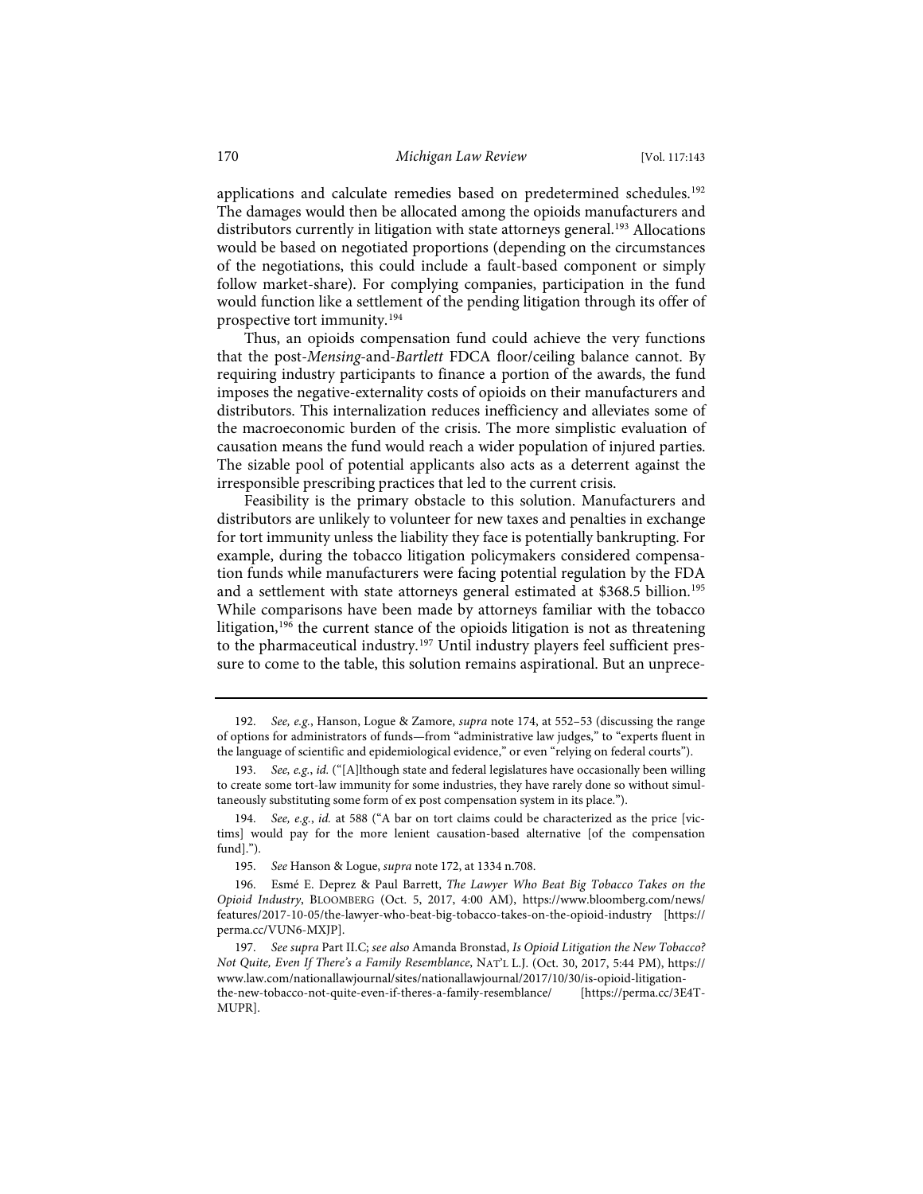applications and calculate remedies based on predetermined schedules.[192] The damages would then be allocated among the opioids manufacturers and distributors currently in litigation with state attorneys general.[193] Allocations would be based on negotiated proportions (depending on the circumstances of the negotiations, this could include a fault-based component or simply follow market-share). For complying companies, participation in the fund would function like a settlement of the pending litigation through its offer of prospective tort immunity.[194]

Thus, an opioids compensation fund could achieve the very functions that the post-*Mensing*-and-*Bartlett* FDCA floor/ceiling balance cannot. By requiring industry participants to finance a portion of the awards, the fund imposes the negative-externality costs of opioids on their manufacturers and distributors. This internalization reduces inefficiency and alleviates some of the macroeconomic burden of the crisis. The more simplistic evaluation of causation means the fund would reach a wider population of injured parties. The sizable pool of potential applicants also acts as a deterrent against the irresponsible prescribing practices that led to the current crisis.

Feasibility is the primary obstacle to this solution. Manufacturers and distributors are unlikely to volunteer for new taxes and penalties in exchange for tort immunity unless the liability they face is potentially bankrupting. For example, during the tobacco litigation policymakers considered compensation funds while manufacturers were facing potential regulation by the FDA and a settlement with state attorneys general estimated at $368.5 billion.[195] While comparisons have been made by attorneys familiar with the tobacco litigation,[196] the current stance of the opioids litigation is not as threatening to the pharmaceutical industry.[197] Until industry players feel sufficient pressure to come to the table, this solution remains aspirational. But an unprece-

---

192. *See, e.g.*, Hanson, Logue & Zamore, *supra* note 174, at 552–53 (discussing the range of options for administrators of funds—from "administrative law judges," to "experts fluent in the language of scientific and epidemiological evidence," or even "relying on federal courts").

193. *See, e.g.*, *id.* ("[A]lthough state and federal legislatures have occasionally been willing to create some tort-law immunity for some industries, they have rarely done so without simultaneously substituting some form of ex post compensation system in its place.").

194. *See, e.g.*, *id.* at 588 ("A bar on tort claims could be characterized as the price [victims] would pay for the more lenient causation-based alternative [of the compensation fund].").

195. *See* Hanson & Logue, *supra* note 172, at 1334 n.708.

196. Esmé E. Deprez & Paul Barrett, *The Lawyer Who Beat Big Tobacco Takes on the Opioid Industry*, BLOOMBERG (Oct. 5, 2017, 4:00 AM), https://www.bloomberg.com/news/features/2017-10-05/the-lawyer-who-beat-big-tobacco-takes-on-the-opioid-industry [https://perma.cc/VUN6-MXJP].

197. *See supra* Part II.C; *see also* Amanda Bronstad, *Is Opioid Litigation the New Tobacco? Not Quite, Even If There's a Family Resemblance*, NAT'L L.J. (Oct. 30, 2017, 5:44 PM), https://www.law.com/nationallawjournal/sites/nationallawjournal/2017/10/30/is-opioid-litigation-the-new-tobacco-not-quite-even-if-theres-a-family-resemblance/ [https://perma.cc/3E4T-MUPR].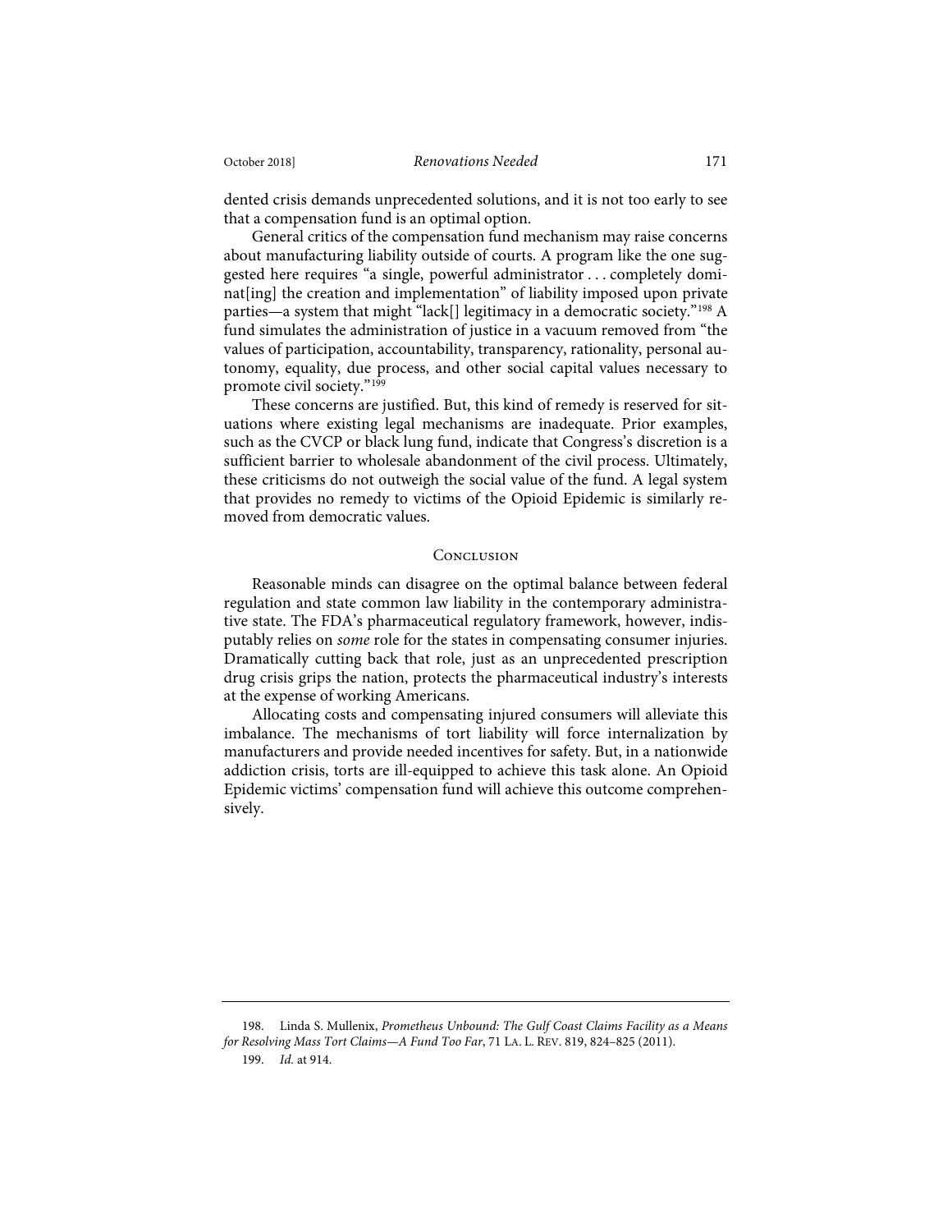dented crisis demands unprecedented solutions, and it is not too early to see that a compensation fund is an optimal option.

General critics of the compensation fund mechanism may raise concerns about manufacturing liability outside of courts. A program like the one suggested here requires "a single, powerful administrator . . . completely dominat[ing] the creation and implementation" of liability imposed upon private parties—a system that might "lack[] legitimacy in a democratic society."[198] A fund simulates the administration of justice in a vacuum removed from "the values of participation, accountability, transparency, rationality, personal autonomy, equality, due process, and other social capital values necessary to promote civil society."[199]

These concerns are justified. But, this kind of remedy is reserved for situations where existing legal mechanisms are inadequate. Prior examples, such as the CVCP or black lung fund, indicate that Congress's discretion is a sufficient barrier to wholesale abandonment of the civil process. Ultimately, these criticisms do not outweigh the social value of the fund. A legal system that provides no remedy to victims of the Opioid Epidemic is similarly removed from democratic values.

## Conclusion

Reasonable minds can disagree on the optimal balance between federal regulation and state common law liability in the contemporary administrative state. The FDA's pharmaceutical regulatory framework, however, indisputably relies on *some* role for the states in compensating consumer injuries. Dramatically cutting back that role, just as an unprecedented prescription drug crisis grips the nation, protects the pharmaceutical industry's interests at the expense of working Americans.

Allocating costs and compensating injured consumers will alleviate this imbalance. The mechanisms of tort liability will force internalization by manufacturers and provide needed incentives for safety. But, in a nationwide addiction crisis, torts are ill-equipped to achieve this task alone. An Opioid Epidemic victims' compensation fund will achieve this outcome comprehensively.

---

198. Linda S. Mullenix, *Prometheus Unbound: The Gulf Coast Claims Facility as a Means for Resolving Mass Tort Claims—A Fund Too Far*, 71 La. L. Rev. 819, 824–825 (2011).

199. *Id.* at 914.